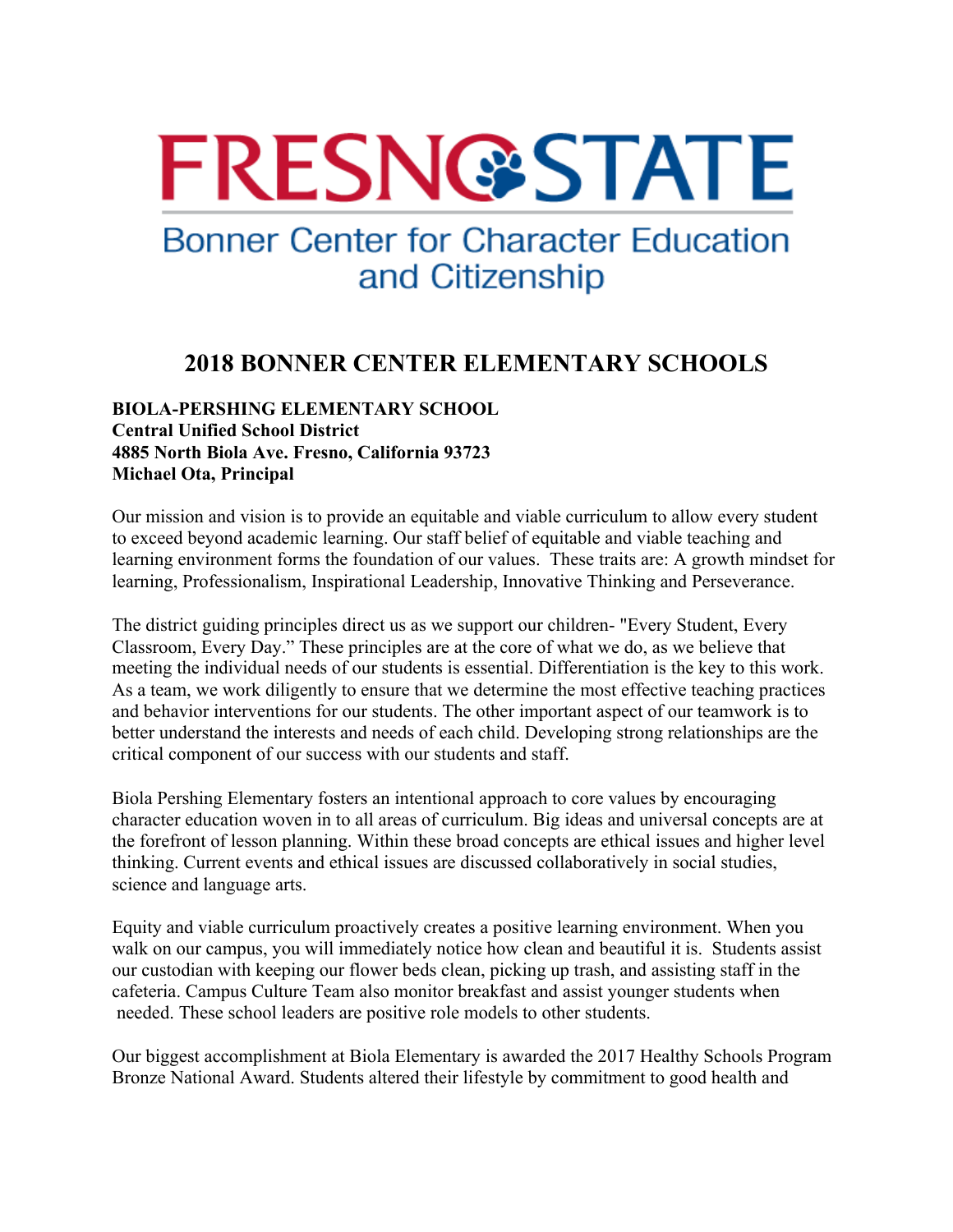# FRESNO STATE

## Bonner Center for Character Education and Citizenship

## 2018 BONNER CENTER ELEMENTARY SCHOOLS

**BIOLA-PERSHING ELEMENTARY SCHOOL**
**Central Unified School District**
**4885 North Biola Ave. Fresno, California 93723**
**Michael Ota, Principal**

Our mission and vision is to provide an equitable and viable curriculum to allow every student to exceed beyond academic learning. Our staff belief of equitable and viable teaching and learning environment forms the foundation of our values. These traits are: A growth mindset for learning, Professionalism, Inspirational Leadership, Innovative Thinking and Perseverance.

The district guiding principles direct us as we support our children- "Every Student, Every Classroom, Every Day." These principles are at the core of what we do, as we believe that meeting the individual needs of our students is essential. Differentiation is the key to this work. As a team, we work diligently to ensure that we determine the most effective teaching practices and behavior interventions for our students. The other important aspect of our teamwork is to better understand the interests and needs of each child. Developing strong relationships are the critical component of our success with our students and staff.

Biola Pershing Elementary fosters an intentional approach to core values by encouraging character education woven in to all areas of curriculum. Big ideas and universal concepts are at the forefront of lesson planning. Within these broad concepts are ethical issues and higher level thinking. Current events and ethical issues are discussed collaboratively in social studies, science and language arts.

Equity and viable curriculum proactively creates a positive learning environment. When you walk on our campus, you will immediately notice how clean and beautiful it is. Students assist our custodian with keeping our flower beds clean, picking up trash, and assisting staff in the cafeteria. Campus Culture Team also monitor breakfast and assist younger students when needed. These school leaders are positive role models to other students.

Our biggest accomplishment at Biola Elementary is awarded the 2017 Healthy Schools Program Bronze National Award. Students altered their lifestyle by commitment to good health and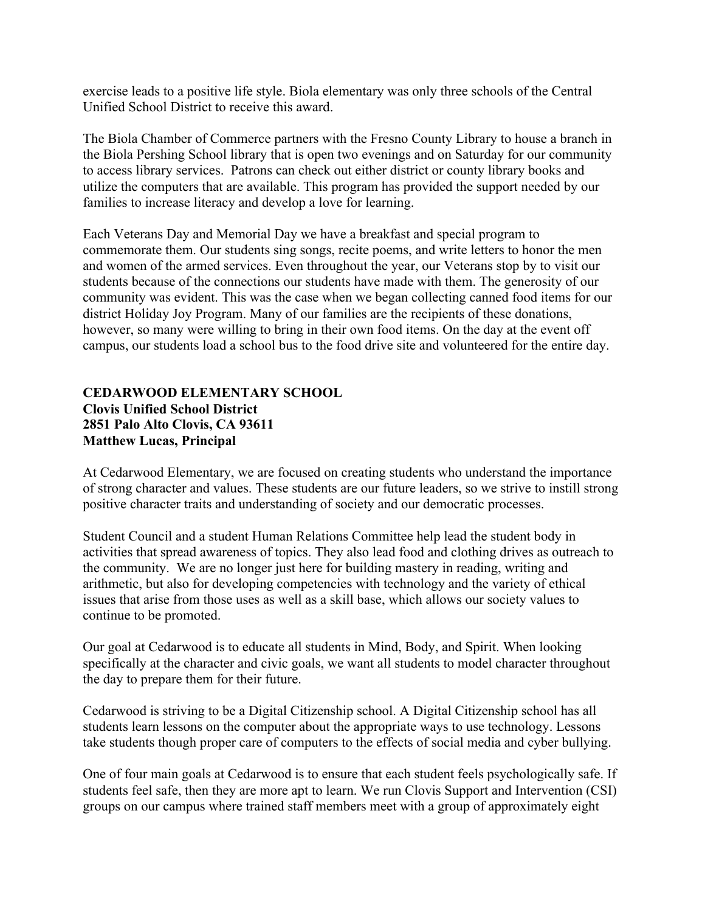exercise leads to a positive life style. Biola elementary was only three schools of the Central Unified School District to receive this award.

The Biola Chamber of Commerce partners with the Fresno County Library to house a branch in the Biola Pershing School library that is open two evenings and on Saturday for our community to access library services. Patrons can check out either district or county library books and utilize the computers that are available. This program has provided the support needed by our families to increase literacy and develop a love for learning.

Each Veterans Day and Memorial Day we have a breakfast and special program to commemorate them. Our students sing songs, recite poems, and write letters to honor the men and women of the armed services. Even throughout the year, our Veterans stop by to visit our students because of the connections our students have made with them. The generosity of our community was evident. This was the case when we began collecting canned food items for our district Holiday Joy Program. Many of our families are the recipients of these donations, however, so many were willing to bring in their own food items. On the day at the event off campus, our students load a school bus to the food drive site and volunteered for the entire day.

**CEDARWOOD ELEMENTARY SCHOOL**
**Clovis Unified School District**
**2851 Palo Alto Clovis, CA 93611**
**Matthew Lucas, Principal**

At Cedarwood Elementary, we are focused on creating students who understand the importance of strong character and values. These students are our future leaders, so we strive to instill strong positive character traits and understanding of society and our democratic processes.

Student Council and a student Human Relations Committee help lead the student body in activities that spread awareness of topics. They also lead food and clothing drives as outreach to the community. We are no longer just here for building mastery in reading, writing and arithmetic, but also for developing competencies with technology and the variety of ethical issues that arise from those uses as well as a skill base, which allows our society values to continue to be promoted.

Our goal at Cedarwood is to educate all students in Mind, Body, and Spirit. When looking specifically at the character and civic goals, we want all students to model character throughout the day to prepare them for their future.

Cedarwood is striving to be a Digital Citizenship school. A Digital Citizenship school has all students learn lessons on the computer about the appropriate ways to use technology. Lessons take students though proper care of computers to the effects of social media and cyber bullying.

One of four main goals at Cedarwood is to ensure that each student feels psychologically safe. If students feel safe, then they are more apt to learn. We run Clovis Support and Intervention (CSI) groups on our campus where trained staff members meet with a group of approximately eight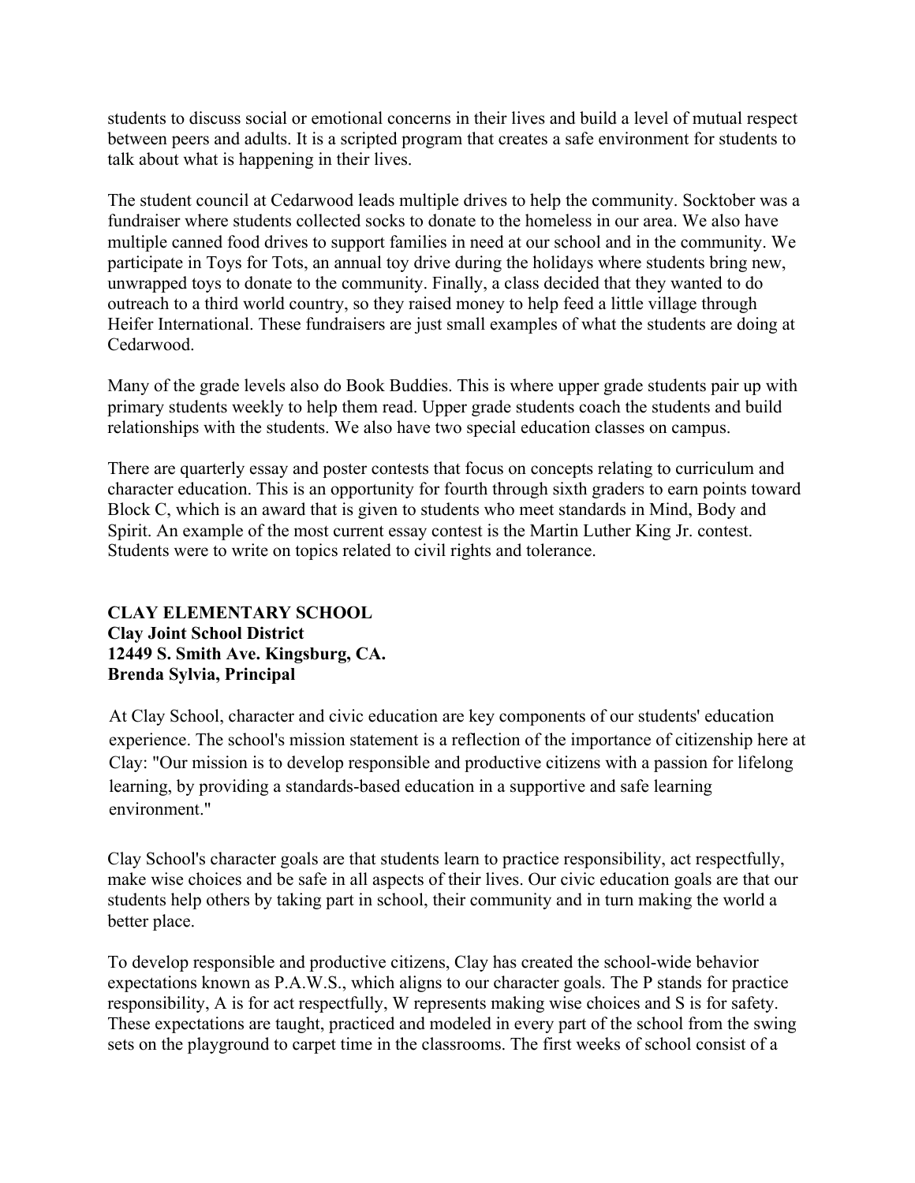students to discuss social or emotional concerns in their lives and build a level of mutual respect between peers and adults. It is a scripted program that creates a safe environment for students to talk about what is happening in their lives.

The student council at Cedarwood leads multiple drives to help the community. Socktober was a fundraiser where students collected socks to donate to the homeless in our area. We also have multiple canned food drives to support families in need at our school and in the community. We participate in Toys for Tots, an annual toy drive during the holidays where students bring new, unwrapped toys to donate to the community. Finally, a class decided that they wanted to do outreach to a third world country, so they raised money to help feed a little village through Heifer International. These fundraisers are just small examples of what the students are doing at Cedarwood.

Many of the grade levels also do Book Buddies. This is where upper grade students pair up with primary students weekly to help them read. Upper grade students coach the students and build relationships with the students. We also have two special education classes on campus.

There are quarterly essay and poster contests that focus on concepts relating to curriculum and character education. This is an opportunity for fourth through sixth graders to earn points toward Block C, which is an award that is given to students who meet standards in Mind, Body and Spirit. An example of the most current essay contest is the Martin Luther King Jr. contest. Students were to write on topics related to civil rights and tolerance.

**CLAY ELEMENTARY SCHOOL**
**Clay Joint School District**
**12449 S. Smith Ave. Kingsburg, CA.**
**Brenda Sylvia, Principal**

At Clay School, character and civic education are key components of our students' education experience. The school's mission statement is a reflection of the importance of citizenship here at Clay: "Our mission is to develop responsible and productive citizens with a passion for lifelong learning, by providing a standards-based education in a supportive and safe learning environment."

Clay School's character goals are that students learn to practice responsibility, act respectfully, make wise choices and be safe in all aspects of their lives. Our civic education goals are that our students help others by taking part in school, their community and in turn making the world a better place.

To develop responsible and productive citizens, Clay has created the school-wide behavior expectations known as P.A.W.S., which aligns to our character goals. The P stands for practice responsibility, A is for act respectfully, W represents making wise choices and S is for safety. These expectations are taught, practiced and modeled in every part of the school from the swing sets on the playground to carpet time in the classrooms. The first weeks of school consist of a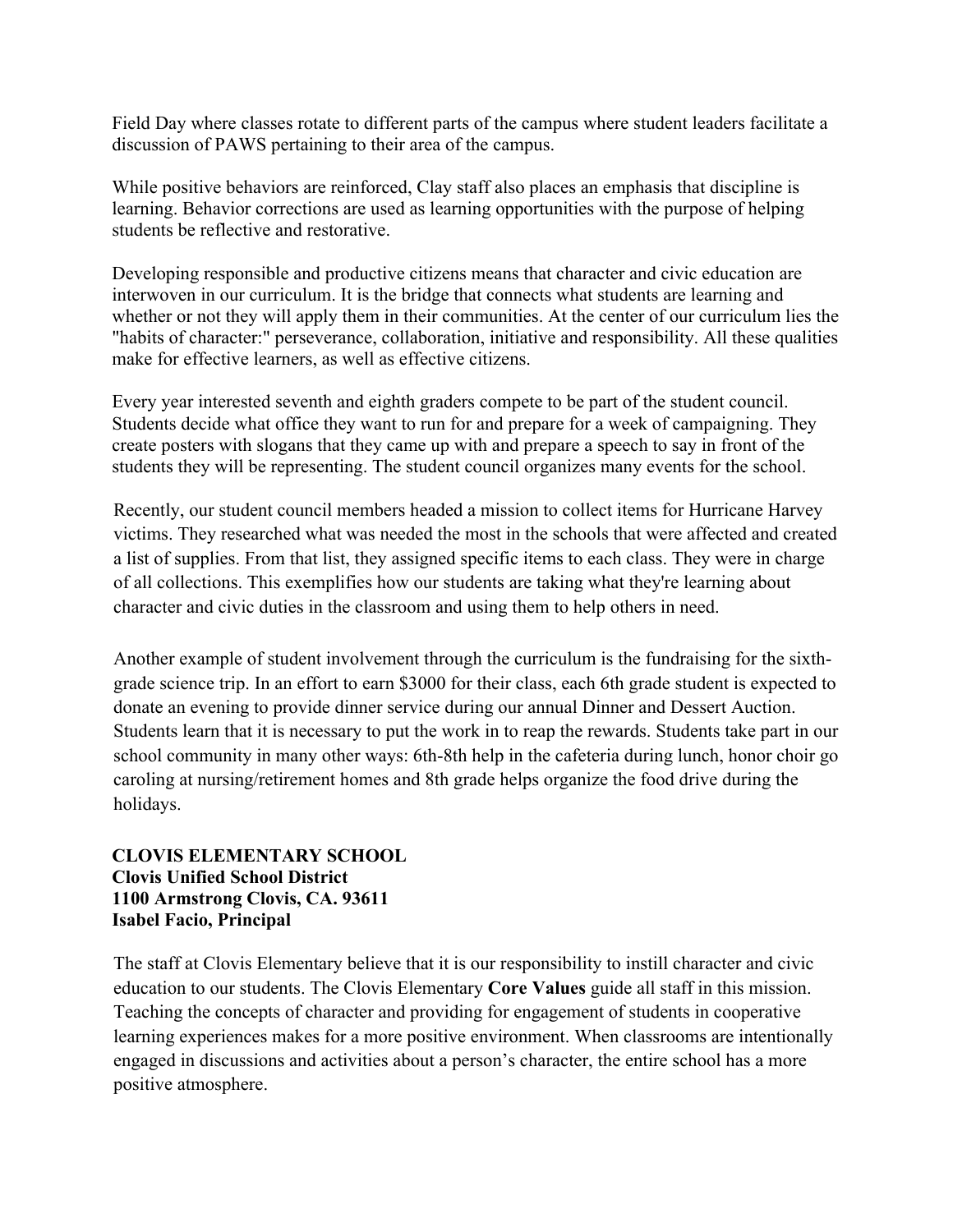Field Day where classes rotate to different parts of the campus where student leaders facilitate a discussion of PAWS pertaining to their area of the campus.

While positive behaviors are reinforced, Clay staff also places an emphasis that discipline is learning. Behavior corrections are used as learning opportunities with the purpose of helping students be reflective and restorative.

Developing responsible and productive citizens means that character and civic education are interwoven in our curriculum. It is the bridge that connects what students are learning and whether or not they will apply them in their communities. At the center of our curriculum lies the "habits of character:" perseverance, collaboration, initiative and responsibility. All these qualities make for effective learners, as well as effective citizens.

Every year interested seventh and eighth graders compete to be part of the student council. Students decide what office they want to run for and prepare for a week of campaigning. They create posters with slogans that they came up with and prepare a speech to say in front of the students they will be representing. The student council organizes many events for the school.

Recently, our student council members headed a mission to collect items for Hurricane Harvey victims. They researched what was needed the most in the schools that were affected and created a list of supplies. From that list, they assigned specific items to each class. They were in charge of all collections. This exemplifies how our students are taking what they're learning about character and civic duties in the classroom and using them to help others in need.

Another example of student involvement through the curriculum is the fundraising for the sixth-grade science trip. In an effort to earn $3000 for their class, each 6th grade student is expected to donate an evening to provide dinner service during our annual Dinner and Dessert Auction. Students learn that it is necessary to put the work in to reap the rewards. Students take part in our school community in many other ways: 6th-8th help in the cafeteria during lunch, honor choir go caroling at nursing/retirement homes and 8th grade helps organize the food drive during the holidays.

**CLOVIS ELEMENTARY SCHOOL**
**Clovis Unified School District**
**1100 Armstrong Clovis, CA. 93611**
**Isabel Facio, Principal**

The staff at Clovis Elementary believe that it is our responsibility to instill character and civic education to our students. The Clovis Elementary **Core Values** guide all staff in this mission. Teaching the concepts of character and providing for engagement of students in cooperative learning experiences makes for a more positive environment. When classrooms are intentionally engaged in discussions and activities about a person's character, the entire school has a more positive atmosphere.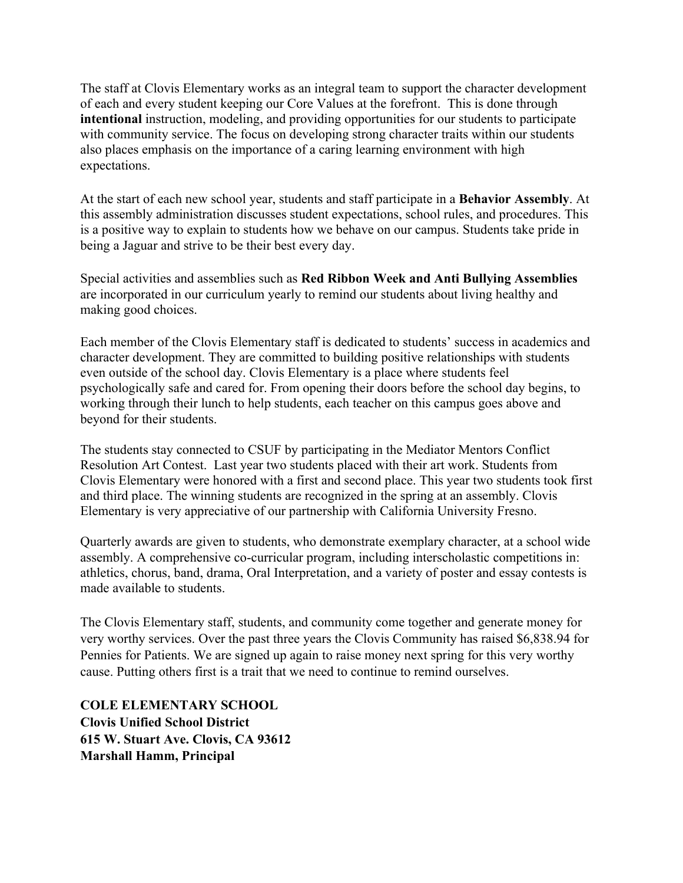The staff at Clovis Elementary works as an integral team to support the character development of each and every student keeping our Core Values at the forefront. This is done through **intentional** instruction, modeling, and providing opportunities for our students to participate with community service. The focus on developing strong character traits within our students also places emphasis on the importance of a caring learning environment with high expectations.

At the start of each new school year, students and staff participate in a **Behavior Assembly**. At this assembly administration discusses student expectations, school rules, and procedures. This is a positive way to explain to students how we behave on our campus. Students take pride in being a Jaguar and strive to be their best every day.

Special activities and assemblies such as **Red Ribbon Week and Anti Bullying Assemblies** are incorporated in our curriculum yearly to remind our students about living healthy and making good choices.

Each member of the Clovis Elementary staff is dedicated to students' success in academics and character development. They are committed to building positive relationships with students even outside of the school day. Clovis Elementary is a place where students feel psychologically safe and cared for. From opening their doors before the school day begins, to working through their lunch to help students, each teacher on this campus goes above and beyond for their students.

The students stay connected to CSUF by participating in the Mediator Mentors Conflict Resolution Art Contest. Last year two students placed with their art work. Students from Clovis Elementary were honored with a first and second place. This year two students took first and third place. The winning students are recognized in the spring at an assembly. Clovis Elementary is very appreciative of our partnership with California University Fresno.

Quarterly awards are given to students, who demonstrate exemplary character, at a school wide assembly. A comprehensive co-curricular program, including interscholastic competitions in: athletics, chorus, band, drama, Oral Interpretation, and a variety of poster and essay contests is made available to students.

The Clovis Elementary staff, students, and community come together and generate money for very worthy services. Over the past three years the Clovis Community has raised $6,838.94 for Pennies for Patients. We are signed up again to raise money next spring for this very worthy cause. Putting others first is a trait that we need to continue to remind ourselves.

**COLE ELEMENTARY SCHOOL**
**Clovis Unified School District**
**615 W. Stuart Ave. Clovis, CA 93612**
**Marshall Hamm, Principal**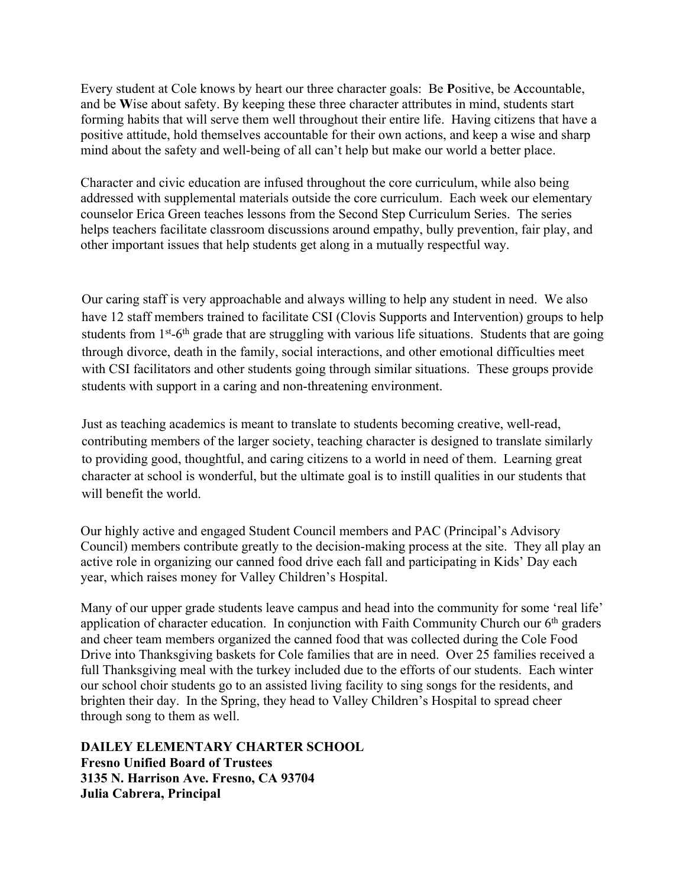Every student at Cole knows by heart our three character goals: Be **P**ositive, be **A**ccountable, and be **W**ise about safety. By keeping these three character attributes in mind, students start forming habits that will serve them well throughout their entire life. Having citizens that have a positive attitude, hold themselves accountable for their own actions, and keep a wise and sharp mind about the safety and well-being of all can't help but make our world a better place.

Character and civic education are infused throughout the core curriculum, while also being addressed with supplemental materials outside the core curriculum. Each week our elementary counselor Erica Green teaches lessons from the Second Step Curriculum Series. The series helps teachers facilitate classroom discussions around empathy, bully prevention, fair play, and other important issues that help students get along in a mutually respectful way.

Our caring staff is very approachable and always willing to help any student in need. We also have 12 staff members trained to facilitate CSI (Clovis Supports and Intervention) groups to help students from 1st-6th grade that are struggling with various life situations. Students that are going through divorce, death in the family, social interactions, and other emotional difficulties meet with CSI facilitators and other students going through similar situations. These groups provide students with support in a caring and non-threatening environment.

Just as teaching academics is meant to translate to students becoming creative, well-read, contributing members of the larger society, teaching character is designed to translate similarly to providing good, thoughtful, and caring citizens to a world in need of them. Learning great character at school is wonderful, but the ultimate goal is to instill qualities in our students that will benefit the world.

Our highly active and engaged Student Council members and PAC (Principal's Advisory Council) members contribute greatly to the decision-making process at the site. They all play an active role in organizing our canned food drive each fall and participating in Kids' Day each year, which raises money for Valley Children's Hospital.

Many of our upper grade students leave campus and head into the community for some 'real life' application of character education. In conjunction with Faith Community Church our 6th graders and cheer team members organized the canned food that was collected during the Cole Food Drive into Thanksgiving baskets for Cole families that are in need. Over 25 families received a full Thanksgiving meal with the turkey included due to the efforts of our students. Each winter our school choir students go to an assisted living facility to sing songs for the residents, and brighten their day. In the Spring, they head to Valley Children's Hospital to spread cheer through song to them as well.

**DAILEY ELEMENTARY CHARTER SCHOOL**
**Fresno Unified Board of Trustees**
**3135 N. Harrison Ave. Fresno, CA 93704**
**Julia Cabrera, Principal**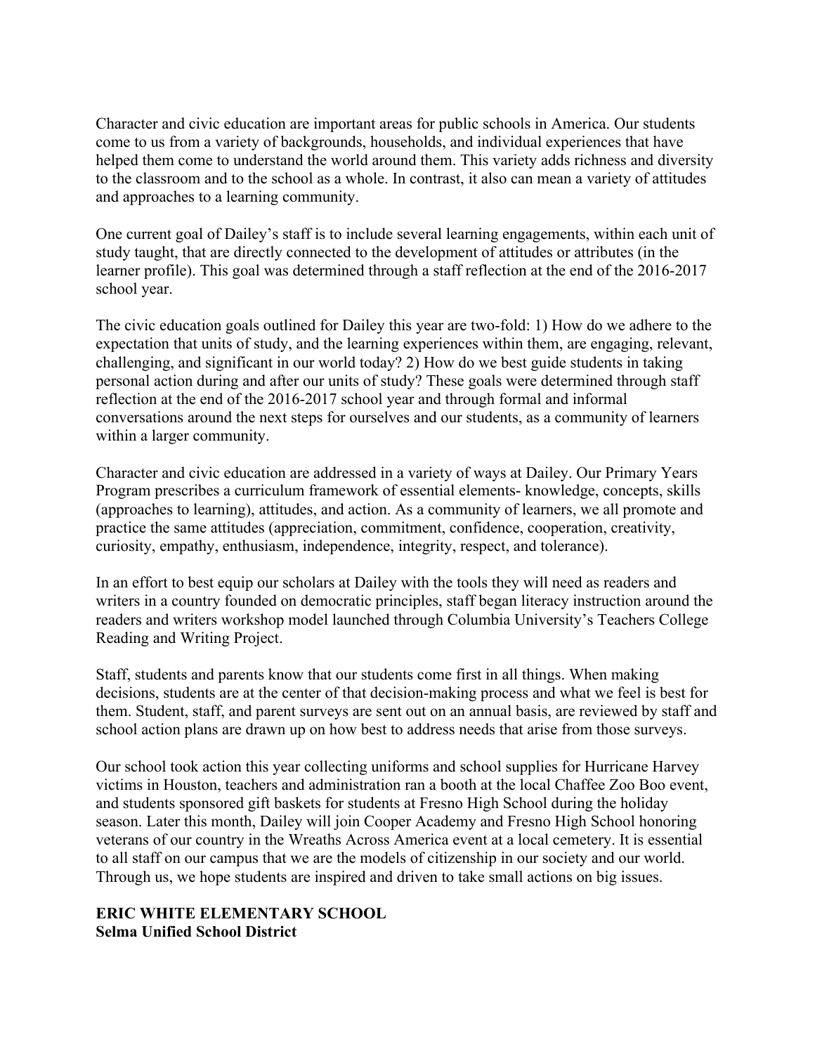Character and civic education are important areas for public schools in America. Our students come to us from a variety of backgrounds, households, and individual experiences that have helped them come to understand the world around them. This variety adds richness and diversity to the classroom and to the school as a whole. In contrast, it also can mean a variety of attitudes and approaches to a learning community.

One current goal of Dailey's staff is to include several learning engagements, within each unit of study taught, that are directly connected to the development of attitudes or attributes (in the learner profile). This goal was determined through a staff reflection at the end of the 2016-2017 school year.

The civic education goals outlined for Dailey this year are two-fold: 1) How do we adhere to the expectation that units of study, and the learning experiences within them, are engaging, relevant, challenging, and significant in our world today? 2) How do we best guide students in taking personal action during and after our units of study? These goals were determined through staff reflection at the end of the 2016-2017 school year and through formal and informal conversations around the next steps for ourselves and our students, as a community of learners within a larger community.

Character and civic education are addressed in a variety of ways at Dailey. Our Primary Years Program prescribes a curriculum framework of essential elements- knowledge, concepts, skills (approaches to learning), attitudes, and action. As a community of learners, we all promote and practice the same attitudes (appreciation, commitment, confidence, cooperation, creativity, curiosity, empathy, enthusiasm, independence, integrity, respect, and tolerance).

In an effort to best equip our scholars at Dailey with the tools they will need as readers and writers in a country founded on democratic principles, staff began literacy instruction around the readers and writers workshop model launched through Columbia University's Teachers College Reading and Writing Project.

Staff, students and parents know that our students come first in all things. When making decisions, students are at the center of that decision-making process and what we feel is best for them. Student, staff, and parent surveys are sent out on an annual basis, are reviewed by staff and school action plans are drawn up on how best to address needs that arise from those surveys.

Our school took action this year collecting uniforms and school supplies for Hurricane Harvey victims in Houston, teachers and administration ran a booth at the local Chaffee Zoo Boo event, and students sponsored gift baskets for students at Fresno High School during the holiday season. Later this month, Dailey will join Cooper Academy and Fresno High School honoring veterans of our country in the Wreaths Across America event at a local cemetery. It is essential to all staff on our campus that we are the models of citizenship in our society and our world. Through us, we hope students are inspired and driven to take small actions on big issues.

**ERIC WHITE ELEMENTARY SCHOOL**
**Selma Unified School District**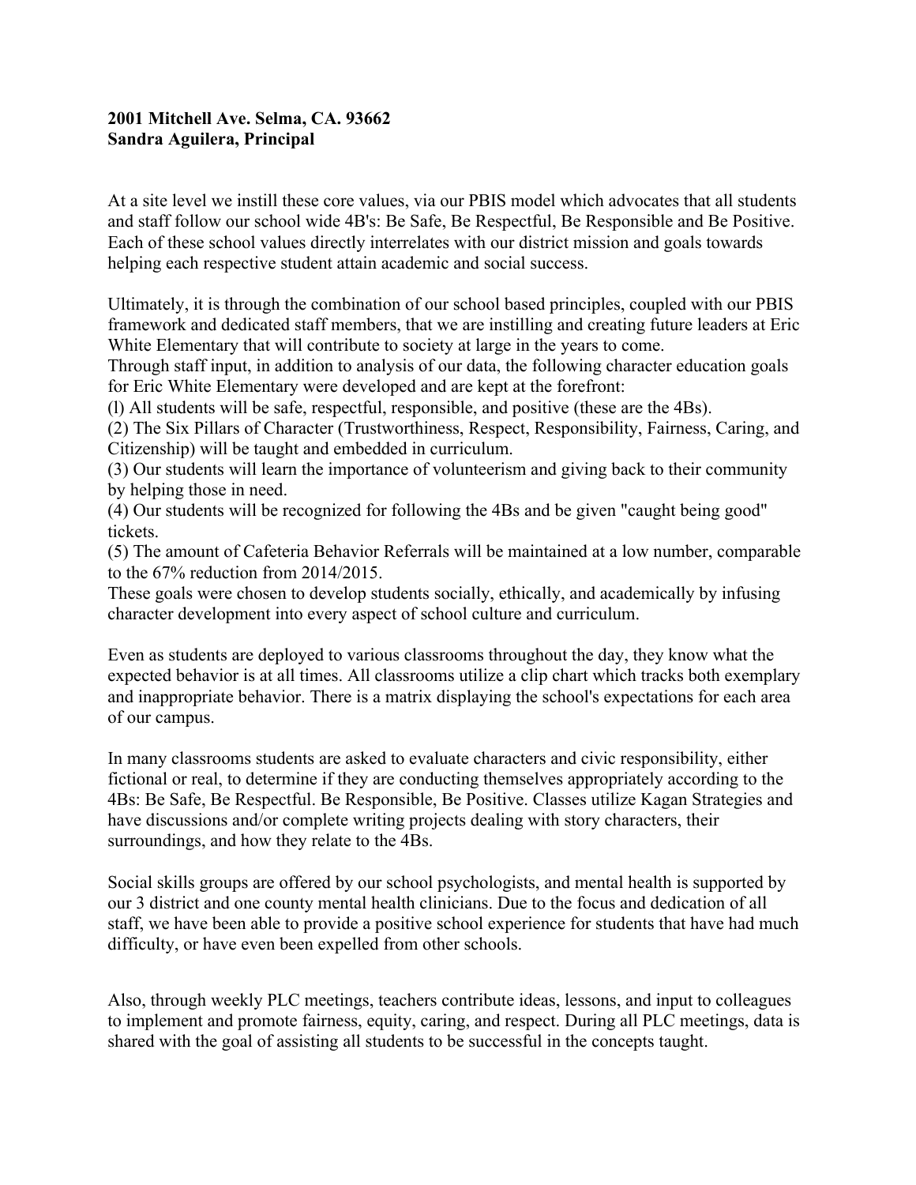**2001 Mitchell Ave. Selma, CA. 93662**
**Sandra Aguilera, Principal**

At a site level we instill these core values, via our PBIS model which advocates that all students and staff follow our school wide 4B's: Be Safe, Be Respectful, Be Responsible and Be Positive. Each of these school values directly interrelates with our district mission and goals towards helping each respective student attain academic and social success.

Ultimately, it is through the combination of our school based principles, coupled with our PBIS framework and dedicated staff members, that we are instilling and creating future leaders at Eric White Elementary that will contribute to society at large in the years to come.
Through staff input, in addition to analysis of our data, the following character education goals for Eric White Elementary were developed and are kept at the forefront:
(l) All students will be safe, respectful, responsible, and positive (these are the 4Bs).
(2) The Six Pillars of Character (Trustworthiness, Respect, Responsibility, Fairness, Caring, and Citizenship) will be taught and embedded in curriculum.
(3) Our students will learn the importance of volunteerism and giving back to their community by helping those in need.
(4) Our students will be recognized for following the 4Bs and be given "caught being good" tickets.
(5) The amount of Cafeteria Behavior Referrals will be maintained at a low number, comparable to the 67% reduction from 2014/2015.
These goals were chosen to develop students socially, ethically, and academically by infusing character development into every aspect of school culture and curriculum.

Even as students are deployed to various classrooms throughout the day, they know what the expected behavior is at all times. All classrooms utilize a clip chart which tracks both exemplary and inappropriate behavior. There is a matrix displaying the school's expectations for each area of our campus.

In many classrooms students are asked to evaluate characters and civic responsibility, either fictional or real, to determine if they are conducting themselves appropriately according to the 4Bs: Be Safe, Be Respectful. Be Responsible, Be Positive. Classes utilize Kagan Strategies and have discussions and/or complete writing projects dealing with story characters, their surroundings, and how they relate to the 4Bs.

Social skills groups are offered by our school psychologists, and mental health is supported by our 3 district and one county mental health clinicians. Due to the focus and dedication of all staff, we have been able to provide a positive school experience for students that have had much difficulty, or have even been expelled from other schools.

Also, through weekly PLC meetings, teachers contribute ideas, lessons, and input to colleagues to implement and promote fairness, equity, caring, and respect. During all PLC meetings, data is shared with the goal of assisting all students to be successful in the concepts taught.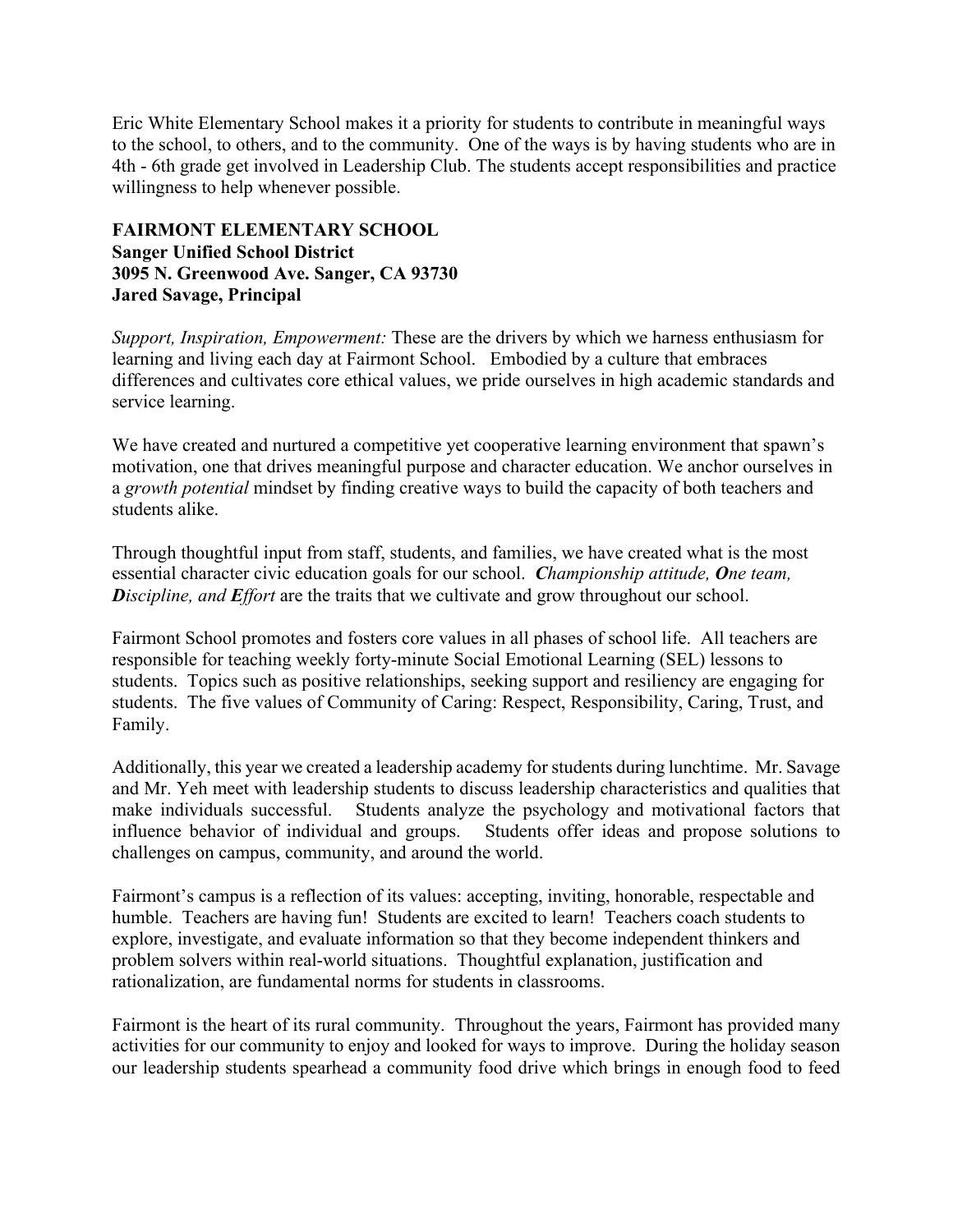Eric White Elementary School makes it a priority for students to contribute in meaningful ways to the school, to others, and to the community. One of the ways is by having students who are in 4th - 6th grade get involved in Leadership Club. The students accept responsibilities and practice willingness to help whenever possible.

**FAIRMONT ELEMENTARY SCHOOL**
**Sanger Unified School District**
**3095 N. Greenwood Ave. Sanger, CA 93730**
**Jared Savage, Principal**

*Support, Inspiration, Empowerment:* These are the drivers by which we harness enthusiasm for learning and living each day at Fairmont School. Embodied by a culture that embraces differences and cultivates core ethical values, we pride ourselves in high academic standards and service learning.

We have created and nurtured a competitive yet cooperative learning environment that spawn's motivation, one that drives meaningful purpose and character education. We anchor ourselves in a *growth potential* mindset by finding creative ways to build the capacity of both teachers and students alike.

Through thoughtful input from staff, students, and families, we have created what is the most essential character civic education goals for our school. ***C****hampionship attitude,* ***O****ne team,* ***D****iscipline, and* ***E****ffort* are the traits that we cultivate and grow throughout our school.

Fairmont School promotes and fosters core values in all phases of school life. All teachers are responsible for teaching weekly forty-minute Social Emotional Learning (SEL) lessons to students. Topics such as positive relationships, seeking support and resiliency are engaging for students. The five values of Community of Caring: Respect, Responsibility, Caring, Trust, and Family.

Additionally, this year we created a leadership academy for students during lunchtime. Mr. Savage and Mr. Yeh meet with leadership students to discuss leadership characteristics and qualities that make individuals successful. Students analyze the psychology and motivational factors that influence behavior of individual and groups. Students offer ideas and propose solutions to challenges on campus, community, and around the world.

Fairmont's campus is a reflection of its values: accepting, inviting, honorable, respectable and humble. Teachers are having fun! Students are excited to learn! Teachers coach students to explore, investigate, and evaluate information so that they become independent thinkers and problem solvers within real-world situations. Thoughtful explanation, justification and rationalization, are fundamental norms for students in classrooms.

Fairmont is the heart of its rural community. Throughout the years, Fairmont has provided many activities for our community to enjoy and looked for ways to improve. During the holiday season our leadership students spearhead a community food drive which brings in enough food to feed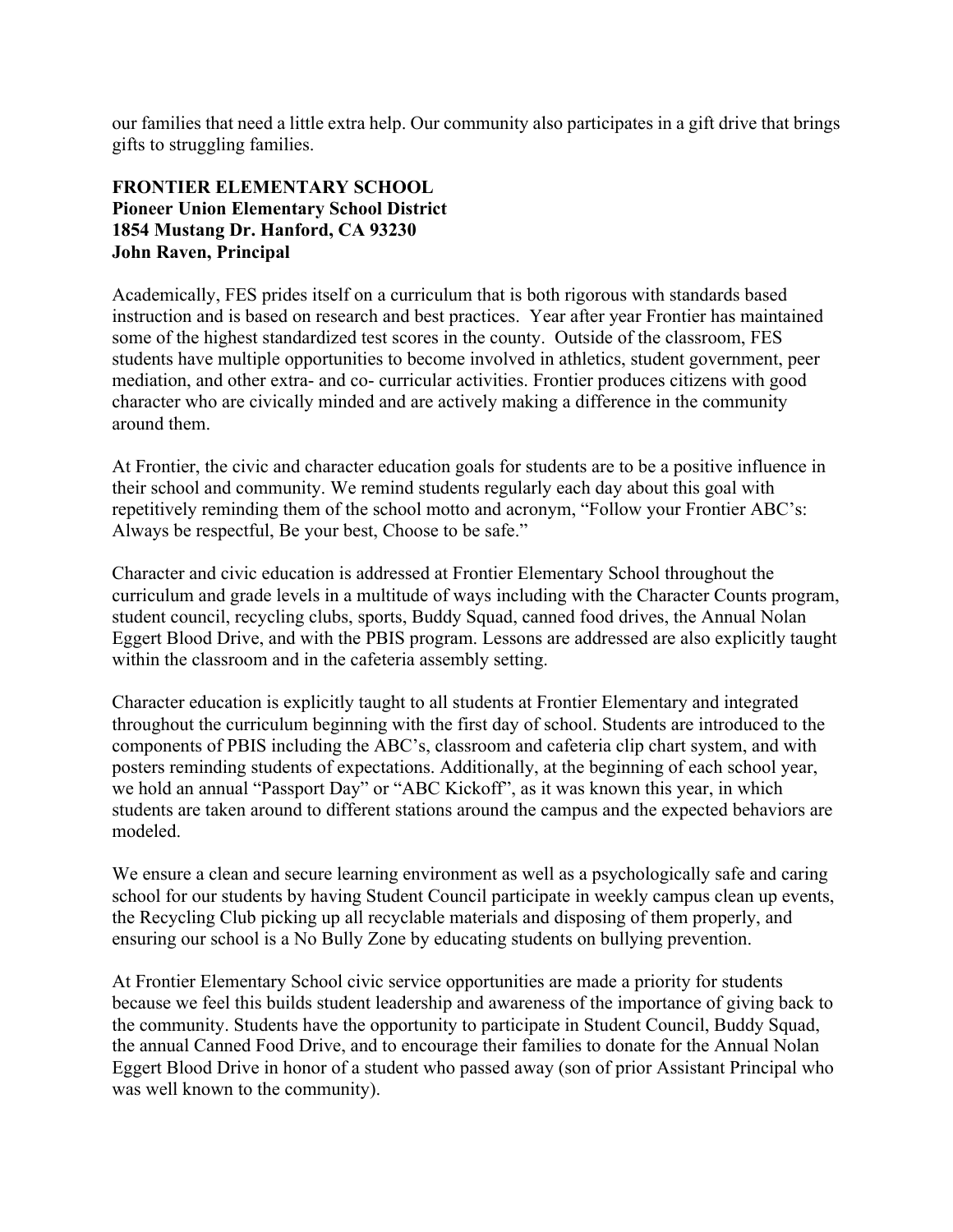our families that need a little extra help. Our community also participates in a gift drive that brings gifts to struggling families.

**FRONTIER ELEMENTARY SCHOOL**
**Pioneer Union Elementary School District**
**1854 Mustang Dr. Hanford, CA 93230**
**John Raven, Principal**

Academically, FES prides itself on a curriculum that is both rigorous with standards based instruction and is based on research and best practices. Year after year Frontier has maintained some of the highest standardized test scores in the county. Outside of the classroom, FES students have multiple opportunities to become involved in athletics, student government, peer mediation, and other extra- and co- curricular activities. Frontier produces citizens with good character who are civically minded and are actively making a difference in the community around them.

At Frontier, the civic and character education goals for students are to be a positive influence in their school and community. We remind students regularly each day about this goal with repetitively reminding them of the school motto and acronym, "Follow your Frontier ABC's: Always be respectful, Be your best, Choose to be safe."

Character and civic education is addressed at Frontier Elementary School throughout the curriculum and grade levels in a multitude of ways including with the Character Counts program, student council, recycling clubs, sports, Buddy Squad, canned food drives, the Annual Nolan Eggert Blood Drive, and with the PBIS program. Lessons are addressed are also explicitly taught within the classroom and in the cafeteria assembly setting.

Character education is explicitly taught to all students at Frontier Elementary and integrated throughout the curriculum beginning with the first day of school. Students are introduced to the components of PBIS including the ABC's, classroom and cafeteria clip chart system, and with posters reminding students of expectations. Additionally, at the beginning of each school year, we hold an annual "Passport Day" or "ABC Kickoff", as it was known this year, in which students are taken around to different stations around the campus and the expected behaviors are modeled.

We ensure a clean and secure learning environment as well as a psychologically safe and caring school for our students by having Student Council participate in weekly campus clean up events, the Recycling Club picking up all recyclable materials and disposing of them properly, and ensuring our school is a No Bully Zone by educating students on bullying prevention.

At Frontier Elementary School civic service opportunities are made a priority for students because we feel this builds student leadership and awareness of the importance of giving back to the community. Students have the opportunity to participate in Student Council, Buddy Squad, the annual Canned Food Drive, and to encourage their families to donate for the Annual Nolan Eggert Blood Drive in honor of a student who passed away (son of prior Assistant Principal who was well known to the community).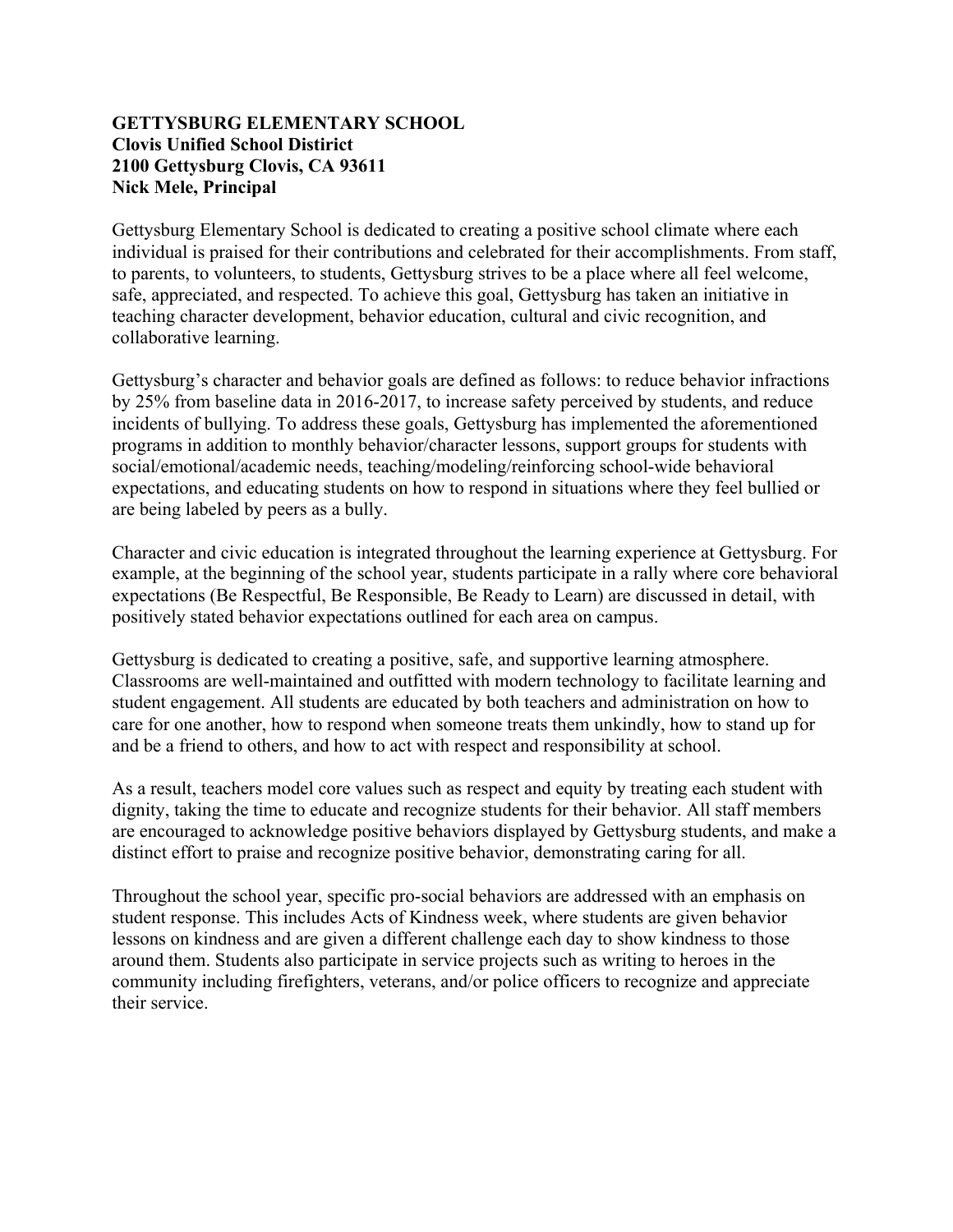**GETTYSBURG ELEMENTARY SCHOOL**
**Clovis Unified School Distirict**
**2100 Gettysburg Clovis, CA 93611**
**Nick Mele, Principal**

Gettysburg Elementary School is dedicated to creating a positive school climate where each individual is praised for their contributions and celebrated for their accomplishments. From staff, to parents, to volunteers, to students, Gettysburg strives to be a place where all feel welcome, safe, appreciated, and respected. To achieve this goal, Gettysburg has taken an initiative in teaching character development, behavior education, cultural and civic recognition, and collaborative learning.

Gettysburg's character and behavior goals are defined as follows: to reduce behavior infractions by 25% from baseline data in 2016-2017, to increase safety perceived by students, and reduce incidents of bullying. To address these goals, Gettysburg has implemented the aforementioned programs in addition to monthly behavior/character lessons, support groups for students with social/emotional/academic needs, teaching/modeling/reinforcing school-wide behavioral expectations, and educating students on how to respond in situations where they feel bullied or are being labeled by peers as a bully.

Character and civic education is integrated throughout the learning experience at Gettysburg. For example, at the beginning of the school year, students participate in a rally where core behavioral expectations (Be Respectful, Be Responsible, Be Ready to Learn) are discussed in detail, with positively stated behavior expectations outlined for each area on campus.

Gettysburg is dedicated to creating a positive, safe, and supportive learning atmosphere. Classrooms are well-maintained and outfitted with modern technology to facilitate learning and student engagement. All students are educated by both teachers and administration on how to care for one another, how to respond when someone treats them unkindly, how to stand up for and be a friend to others, and how to act with respect and responsibility at school.

As a result, teachers model core values such as respect and equity by treating each student with dignity, taking the time to educate and recognize students for their behavior. All staff members are encouraged to acknowledge positive behaviors displayed by Gettysburg students, and make a distinct effort to praise and recognize positive behavior, demonstrating caring for all.

Throughout the school year, specific pro-social behaviors are addressed with an emphasis on student response. This includes Acts of Kindness week, where students are given behavior lessons on kindness and are given a different challenge each day to show kindness to those around them. Students also participate in service projects such as writing to heroes in the community including firefighters, veterans, and/or police officers to recognize and appreciate their service.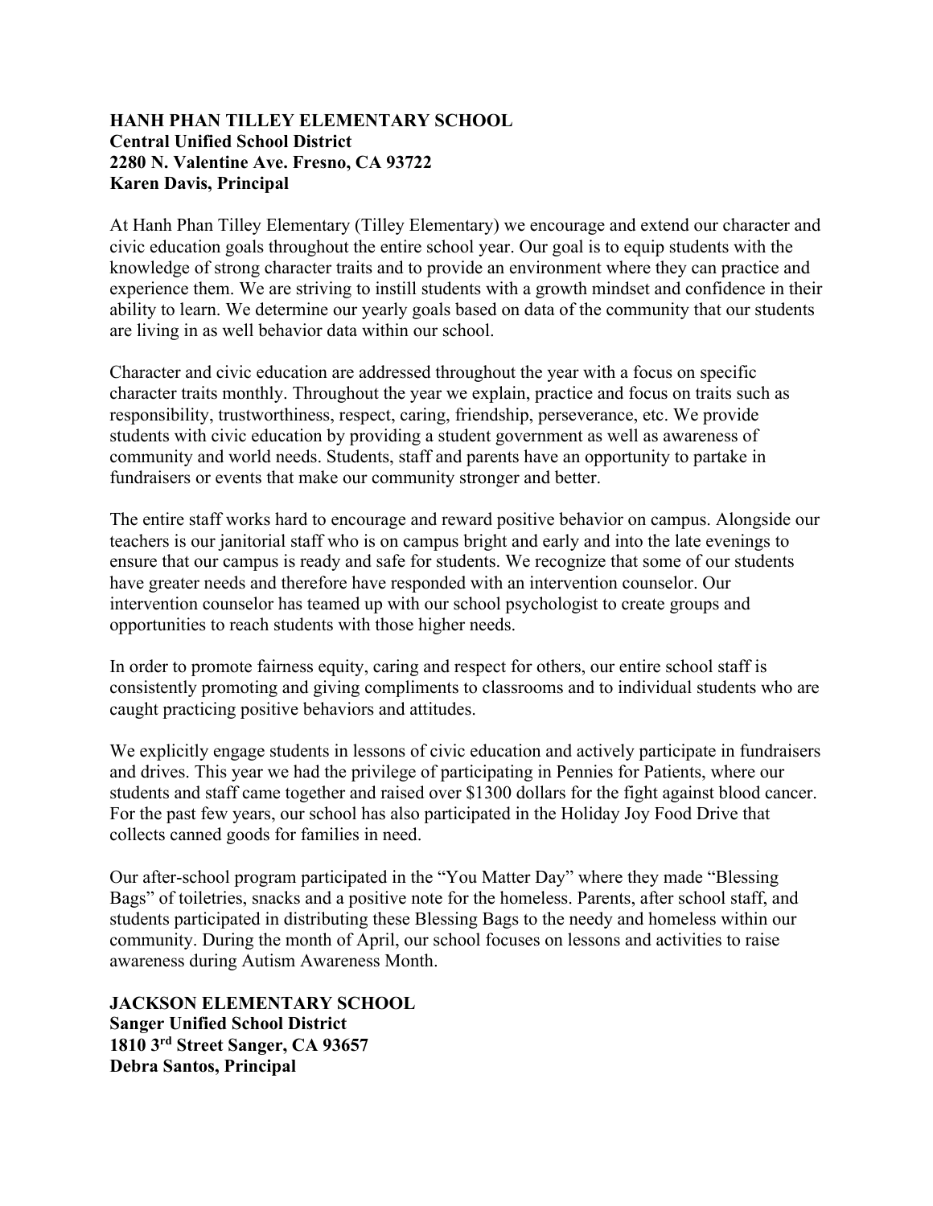**HANH PHAN TILLEY ELEMENTARY SCHOOL**
**Central Unified School District**
**2280 N. Valentine Ave. Fresno, CA 93722**
**Karen Davis, Principal**

At Hanh Phan Tilley Elementary (Tilley Elementary) we encourage and extend our character and civic education goals throughout the entire school year. Our goal is to equip students with the knowledge of strong character traits and to provide an environment where they can practice and experience them. We are striving to instill students with a growth mindset and confidence in their ability to learn. We determine our yearly goals based on data of the community that our students are living in as well behavior data within our school.

Character and civic education are addressed throughout the year with a focus on specific character traits monthly. Throughout the year we explain, practice and focus on traits such as responsibility, trustworthiness, respect, caring, friendship, perseverance, etc. We provide students with civic education by providing a student government as well as awareness of community and world needs. Students, staff and parents have an opportunity to partake in fundraisers or events that make our community stronger and better.

The entire staff works hard to encourage and reward positive behavior on campus. Alongside our teachers is our janitorial staff who is on campus bright and early and into the late evenings to ensure that our campus is ready and safe for students. We recognize that some of our students have greater needs and therefore have responded with an intervention counselor. Our intervention counselor has teamed up with our school psychologist to create groups and opportunities to reach students with those higher needs.

In order to promote fairness equity, caring and respect for others, our entire school staff is consistently promoting and giving compliments to classrooms and to individual students who are caught practicing positive behaviors and attitudes.

We explicitly engage students in lessons of civic education and actively participate in fundraisers and drives. This year we had the privilege of participating in Pennies for Patients, where our students and staff came together and raised over $1300 dollars for the fight against blood cancer. For the past few years, our school has also participated in the Holiday Joy Food Drive that collects canned goods for families in need.

Our after-school program participated in the "You Matter Day" where they made "Blessing Bags" of toiletries, snacks and a positive note for the homeless. Parents, after school staff, and students participated in distributing these Blessing Bags to the needy and homeless within our community. During the month of April, our school focuses on lessons and activities to raise awareness during Autism Awareness Month.

**JACKSON ELEMENTARY SCHOOL**
**Sanger Unified School District**
**1810 3rd Street Sanger, CA 93657**
**Debra Santos, Principal**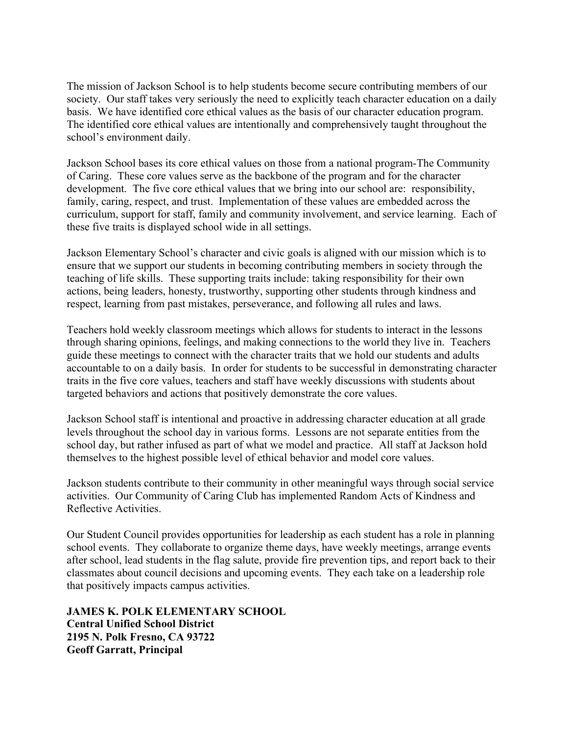The mission of Jackson School is to help students become secure contributing members of our society. Our staff takes very seriously the need to explicitly teach character education on a daily basis. We have identified core ethical values as the basis of our character education program. The identified core ethical values are intentionally and comprehensively taught throughout the school's environment daily.

Jackson School bases its core ethical values on those from a national program-The Community of Caring. These core values serve as the backbone of the program and for the character development. The five core ethical values that we bring into our school are: responsibility, family, caring, respect, and trust. Implementation of these values are embedded across the curriculum, support for staff, family and community involvement, and service learning. Each of these five traits is displayed school wide in all settings.

Jackson Elementary School's character and civic goals is aligned with our mission which is to ensure that we support our students in becoming contributing members in society through the teaching of life skills. These supporting traits include: taking responsibility for their own actions, being leaders, honesty, trustworthy, supporting other students through kindness and respect, learning from past mistakes, perseverance, and following all rules and laws.

Teachers hold weekly classroom meetings which allows for students to interact in the lessons through sharing opinions, feelings, and making connections to the world they live in. Teachers guide these meetings to connect with the character traits that we hold our students and adults accountable to on a daily basis. In order for students to be successful in demonstrating character traits in the five core values, teachers and staff have weekly discussions with students about targeted behaviors and actions that positively demonstrate the core values.

Jackson School staff is intentional and proactive in addressing character education at all grade levels throughout the school day in various forms. Lessons are not separate entities from the school day, but rather infused as part of what we model and practice. All staff at Jackson hold themselves to the highest possible level of ethical behavior and model core values.

Jackson students contribute to their community in other meaningful ways through social service activities. Our Community of Caring Club has implemented Random Acts of Kindness and Reflective Activities.

Our Student Council provides opportunities for leadership as each student has a role in planning school events. They collaborate to organize theme days, have weekly meetings, arrange events after school, lead students in the flag salute, provide fire prevention tips, and report back to their classmates about council decisions and upcoming events. They each take on a leadership role that positively impacts campus activities.

**JAMES K. POLK ELEMENTARY SCHOOL**
**Central Unified School District**
**2195 N. Polk Fresno, CA 93722**
**Geoff Garratt, Principal**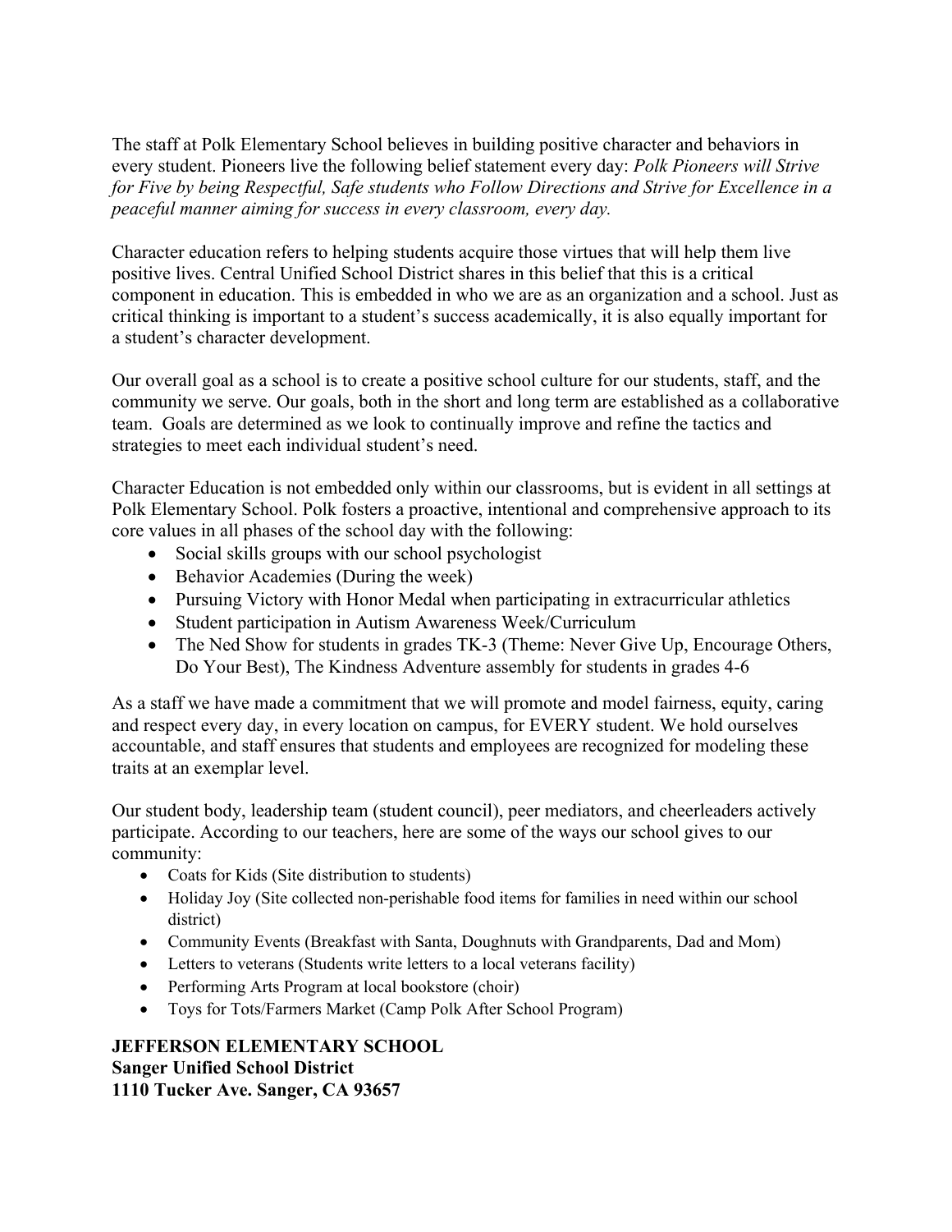The staff at Polk Elementary School believes in building positive character and behaviors in every student. Pioneers live the following belief statement every day: *Polk Pioneers will Strive for Five by being Respectful, Safe students who Follow Directions and Strive for Excellence in a peaceful manner aiming for success in every classroom, every day.*

Character education refers to helping students acquire those virtues that will help them live positive lives. Central Unified School District shares in this belief that this is a critical component in education. This is embedded in who we are as an organization and a school. Just as critical thinking is important to a student's success academically, it is also equally important for a student's character development.

Our overall goal as a school is to create a positive school culture for our students, staff, and the community we serve. Our goals, both in the short and long term are established as a collaborative team. Goals are determined as we look to continually improve and refine the tactics and strategies to meet each individual student's need.

Character Education is not embedded only within our classrooms, but is evident in all settings at Polk Elementary School. Polk fosters a proactive, intentional and comprehensive approach to its core values in all phases of the school day with the following:

- Social skills groups with our school psychologist
- Behavior Academies (During the week)
- Pursuing Victory with Honor Medal when participating in extracurricular athletics
- Student participation in Autism Awareness Week/Curriculum
- The Ned Show for students in grades TK-3 (Theme: Never Give Up, Encourage Others, Do Your Best), The Kindness Adventure assembly for students in grades 4-6

As a staff we have made a commitment that we will promote and model fairness, equity, caring and respect every day, in every location on campus, for EVERY student. We hold ourselves accountable, and staff ensures that students and employees are recognized for modeling these traits at an exemplar level.

Our student body, leadership team (student council), peer mediators, and cheerleaders actively participate. According to our teachers, here are some of the ways our school gives to our community:

- Coats for Kids (Site distribution to students)
- Holiday Joy (Site collected non-perishable food items for families in need within our school district)
- Community Events (Breakfast with Santa, Doughnuts with Grandparents, Dad and Mom)
- Letters to veterans (Students write letters to a local veterans facility)
- Performing Arts Program at local bookstore (choir)
- Toys for Tots/Farmers Market (Camp Polk After School Program)

**JEFFERSON ELEMENTARY SCHOOL**
**Sanger Unified School District**
**1110 Tucker Ave. Sanger, CA 93657**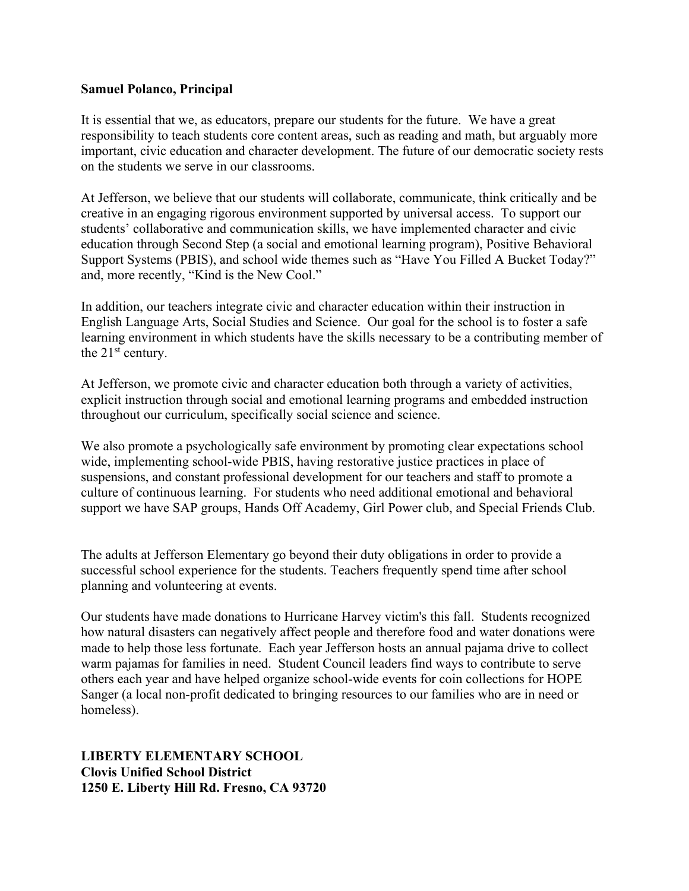**Samuel Polanco, Principal**

It is essential that we, as educators, prepare our students for the future. We have a great responsibility to teach students core content areas, such as reading and math, but arguably more important, civic education and character development. The future of our democratic society rests on the students we serve in our classrooms.

At Jefferson, we believe that our students will collaborate, communicate, think critically and be creative in an engaging rigorous environment supported by universal access. To support our students' collaborative and communication skills, we have implemented character and civic education through Second Step (a social and emotional learning program), Positive Behavioral Support Systems (PBIS), and school wide themes such as "Have You Filled A Bucket Today?" and, more recently, "Kind is the New Cool."

In addition, our teachers integrate civic and character education within their instruction in English Language Arts, Social Studies and Science. Our goal for the school is to foster a safe learning environment in which students have the skills necessary to be a contributing member of the 21st century.

At Jefferson, we promote civic and character education both through a variety of activities, explicit instruction through social and emotional learning programs and embedded instruction throughout our curriculum, specifically social science and science.

We also promote a psychologically safe environment by promoting clear expectations school wide, implementing school-wide PBIS, having restorative justice practices in place of suspensions, and constant professional development for our teachers and staff to promote a culture of continuous learning. For students who need additional emotional and behavioral support we have SAP groups, Hands Off Academy, Girl Power club, and Special Friends Club.

The adults at Jefferson Elementary go beyond their duty obligations in order to provide a successful school experience for the students. Teachers frequently spend time after school planning and volunteering at events.

Our students have made donations to Hurricane Harvey victim's this fall. Students recognized how natural disasters can negatively affect people and therefore food and water donations were made to help those less fortunate. Each year Jefferson hosts an annual pajama drive to collect warm pajamas for families in need. Student Council leaders find ways to contribute to serve others each year and have helped organize school-wide events for coin collections for HOPE Sanger (a local non-profit dedicated to bringing resources to our families who are in need or homeless).

**LIBERTY ELEMENTARY SCHOOL**
**Clovis Unified School District**
**1250 E. Liberty Hill Rd. Fresno, CA 93720**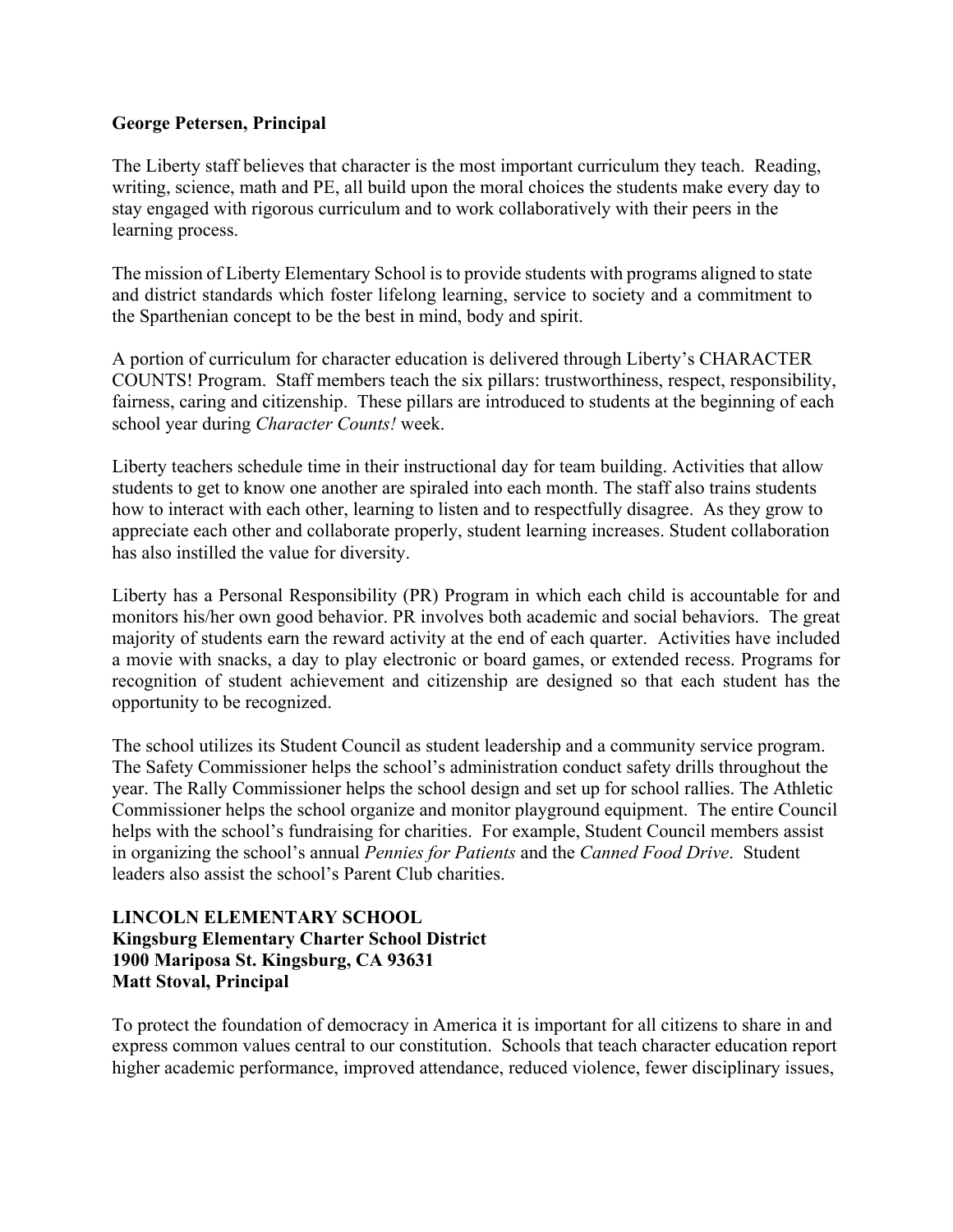**George Petersen, Principal**

The Liberty staff believes that character is the most important curriculum they teach. Reading, writing, science, math and PE, all build upon the moral choices the students make every day to stay engaged with rigorous curriculum and to work collaboratively with their peers in the learning process.

The mission of Liberty Elementary School is to provide students with programs aligned to state and district standards which foster lifelong learning, service to society and a commitment to the Sparthenian concept to be the best in mind, body and spirit.

A portion of curriculum for character education is delivered through Liberty's CHARACTER COUNTS! Program. Staff members teach the six pillars: trustworthiness, respect, responsibility, fairness, caring and citizenship. These pillars are introduced to students at the beginning of each school year during *Character Counts!* week.

Liberty teachers schedule time in their instructional day for team building. Activities that allow students to get to know one another are spiraled into each month. The staff also trains students how to interact with each other, learning to listen and to respectfully disagree. As they grow to appreciate each other and collaborate properly, student learning increases. Student collaboration has also instilled the value for diversity.

Liberty has a Personal Responsibility (PR) Program in which each child is accountable for and monitors his/her own good behavior. PR involves both academic and social behaviors. The great majority of students earn the reward activity at the end of each quarter. Activities have included a movie with snacks, a day to play electronic or board games, or extended recess. Programs for recognition of student achievement and citizenship are designed so that each student has the opportunity to be recognized.

The school utilizes its Student Council as student leadership and a community service program. The Safety Commissioner helps the school's administration conduct safety drills throughout the year. The Rally Commissioner helps the school design and set up for school rallies. The Athletic Commissioner helps the school organize and monitor playground equipment. The entire Council helps with the school's fundraising for charities. For example, Student Council members assist in organizing the school's annual *Pennies for Patients* and the *Canned Food Drive*. Student leaders also assist the school's Parent Club charities.

**LINCOLN ELEMENTARY SCHOOL**
**Kingsburg Elementary Charter School District**
**1900 Mariposa St. Kingsburg, CA 93631**
**Matt Stoval, Principal**

To protect the foundation of democracy in America it is important for all citizens to share in and express common values central to our constitution. Schools that teach character education report higher academic performance, improved attendance, reduced violence, fewer disciplinary issues,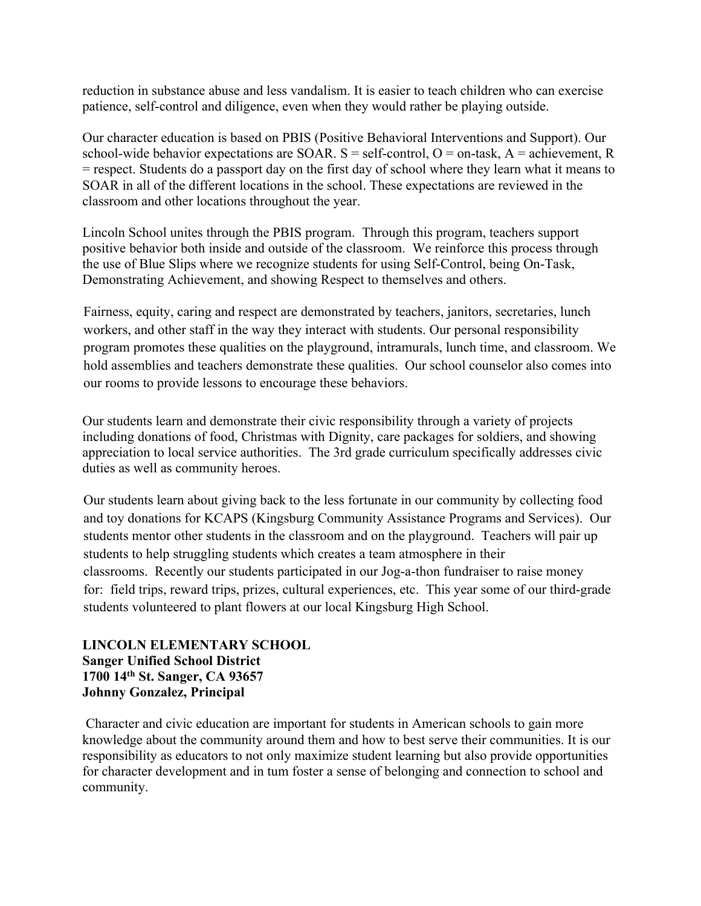reduction in substance abuse and less vandalism. It is easier to teach children who can exercise patience, self-control and diligence, even when they would rather be playing outside.

Our character education is based on PBIS (Positive Behavioral Interventions and Support). Our school-wide behavior expectations are SOAR. S = self-control, O = on-task, A = achievement, R = respect. Students do a passport day on the first day of school where they learn what it means to SOAR in all of the different locations in the school. These expectations are reviewed in the classroom and other locations throughout the year.

Lincoln School unites through the PBIS program. Through this program, teachers support positive behavior both inside and outside of the classroom. We reinforce this process through the use of Blue Slips where we recognize students for using Self-Control, being On-Task, Demonstrating Achievement, and showing Respect to themselves and others.

Fairness, equity, caring and respect are demonstrated by teachers, janitors, secretaries, lunch workers, and other staff in the way they interact with students. Our personal responsibility program promotes these qualities on the playground, intramurals, lunch time, and classroom. We hold assemblies and teachers demonstrate these qualities. Our school counselor also comes into our rooms to provide lessons to encourage these behaviors.

Our students learn and demonstrate their civic responsibility through a variety of projects including donations of food, Christmas with Dignity, care packages for soldiers, and showing appreciation to local service authorities. The 3rd grade curriculum specifically addresses civic duties as well as community heroes.

Our students learn about giving back to the less fortunate in our community by collecting food and toy donations for KCAPS (Kingsburg Community Assistance Programs and Services). Our students mentor other students in the classroom and on the playground. Teachers will pair up students to help struggling students which creates a team atmosphere in their classrooms. Recently our students participated in our Jog-a-thon fundraiser to raise money for: field trips, reward trips, prizes, cultural experiences, etc. This year some of our third-grade students volunteered to plant flowers at our local Kingsburg High School.

**LINCOLN ELEMENTARY SCHOOL**
**Sanger Unified School District**
**1700 14th St. Sanger, CA 93657**
**Johnny Gonzalez, Principal**

Character and civic education are important for students in American schools to gain more knowledge about the community around them and how to best serve their communities. It is our responsibility as educators to not only maximize student learning but also provide opportunities for character development and in tum foster a sense of belonging and connection to school and community.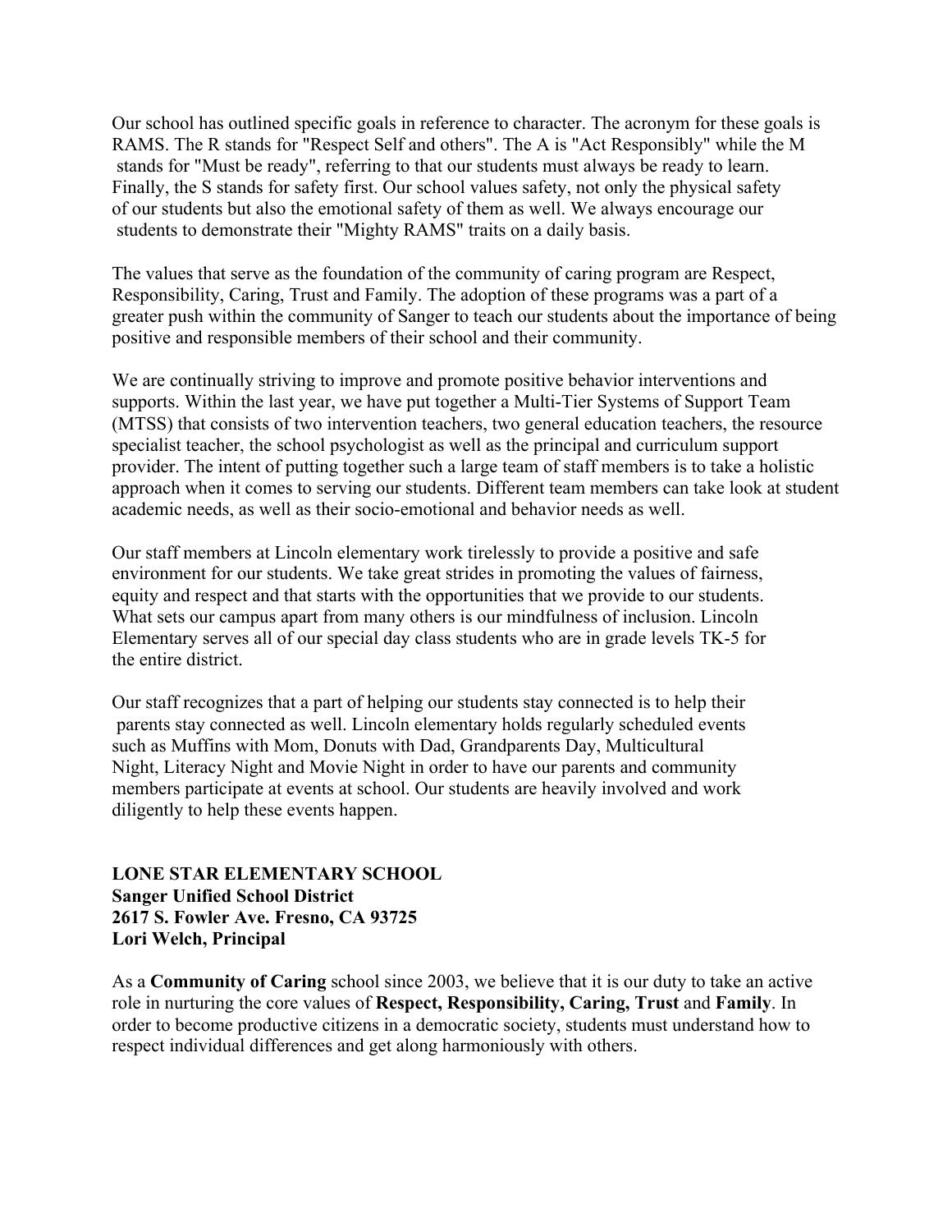Our school has outlined specific goals in reference to character. The acronym for these goals is RAMS. The R stands for "Respect Self and others". The A is "Act Responsibly" while the M stands for "Must be ready", referring to that our students must always be ready to learn. Finally, the S stands for safety first. Our school values safety, not only the physical safety of our students but also the emotional safety of them as well. We always encourage our students to demonstrate their "Mighty RAMS" traits on a daily basis.

The values that serve as the foundation of the community of caring program are Respect, Responsibility, Caring, Trust and Family. The adoption of these programs was a part of a greater push within the community of Sanger to teach our students about the importance of being positive and responsible members of their school and their community.

We are continually striving to improve and promote positive behavior interventions and supports. Within the last year, we have put together a Multi-Tier Systems of Support Team (MTSS) that consists of two intervention teachers, two general education teachers, the resource specialist teacher, the school psychologist as well as the principal and curriculum support provider. The intent of putting together such a large team of staff members is to take a holistic approach when it comes to serving our students. Different team members can take look at student academic needs, as well as their socio-emotional and behavior needs as well.

Our staff members at Lincoln elementary work tirelessly to provide a positive and safe environment for our students. We take great strides in promoting the values of fairness, equity and respect and that starts with the opportunities that we provide to our students. What sets our campus apart from many others is our mindfulness of inclusion. Lincoln Elementary serves all of our special day class students who are in grade levels TK-5 for the entire district.

Our staff recognizes that a part of helping our students stay connected is to help their parents stay connected as well. Lincoln elementary holds regularly scheduled events such as Muffins with Mom, Donuts with Dad, Grandparents Day, Multicultural Night, Literacy Night and Movie Night in order to have our parents and community members participate at events at school. Our students are heavily involved and work diligently to help these events happen.

**LONE STAR ELEMENTARY SCHOOL**
**Sanger Unified School District**
**2617 S. Fowler Ave. Fresno, CA 93725**
**Lori Welch, Principal**

As a **Community of Caring** school since 2003, we believe that it is our duty to take an active role in nurturing the core values of **Respect, Responsibility, Caring, Trust** and **Family**. In order to become productive citizens in a democratic society, students must understand how to respect individual differences and get along harmoniously with others.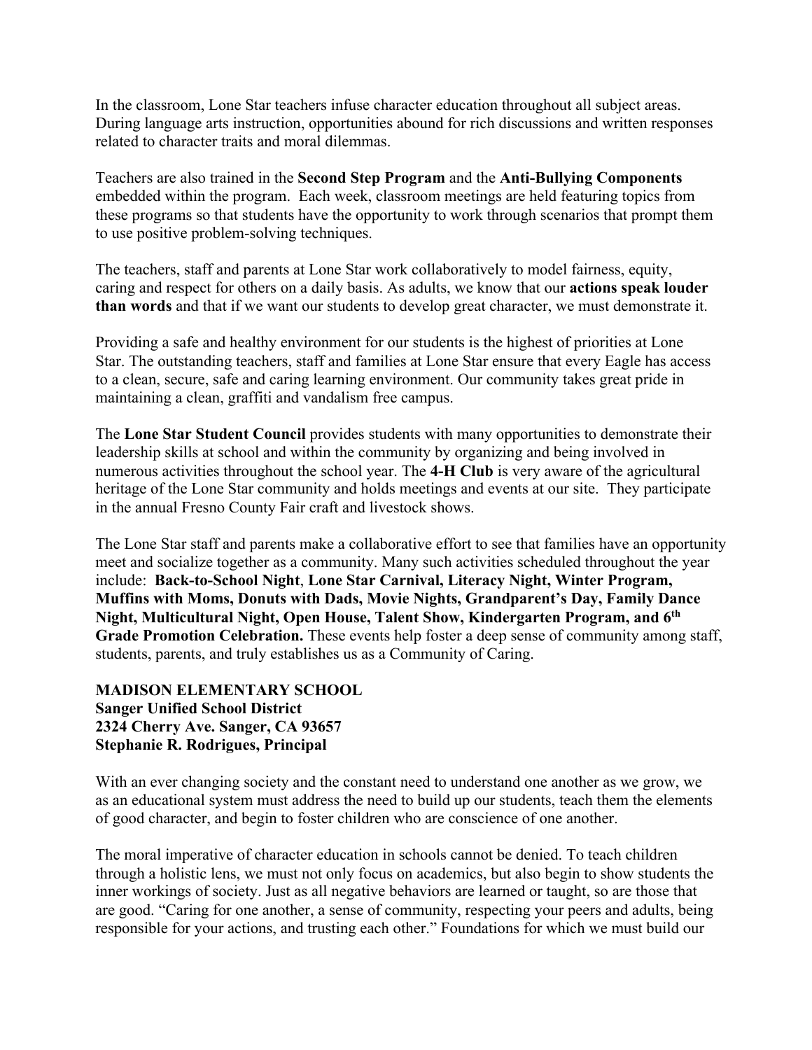In the classroom, Lone Star teachers infuse character education throughout all subject areas. During language arts instruction, opportunities abound for rich discussions and written responses related to character traits and moral dilemmas.

Teachers are also trained in the **Second Step Program** and the **Anti-Bullying Components** embedded within the program. Each week, classroom meetings are held featuring topics from these programs so that students have the opportunity to work through scenarios that prompt them to use positive problem-solving techniques.

The teachers, staff and parents at Lone Star work collaboratively to model fairness, equity, caring and respect for others on a daily basis. As adults, we know that our **actions speak louder than words** and that if we want our students to develop great character, we must demonstrate it.

Providing a safe and healthy environment for our students is the highest of priorities at Lone Star. The outstanding teachers, staff and families at Lone Star ensure that every Eagle has access to a clean, secure, safe and caring learning environment. Our community takes great pride in maintaining a clean, graffiti and vandalism free campus.

The **Lone Star Student Council** provides students with many opportunities to demonstrate their leadership skills at school and within the community by organizing and being involved in numerous activities throughout the school year. The **4-H Club** is very aware of the agricultural heritage of the Lone Star community and holds meetings and events at our site. They participate in the annual Fresno County Fair craft and livestock shows.

The Lone Star staff and parents make a collaborative effort to see that families have an opportunity meet and socialize together as a community. Many such activities scheduled throughout the year include: **Back-to-School Night**, **Lone Star Carnival, Literacy Night, Winter Program, Muffins with Moms, Donuts with Dads, Movie Nights, Grandparent's Day, Family Dance Night, Multicultural Night, Open House, Talent Show, Kindergarten Program, and 6th Grade Promotion Celebration.** These events help foster a deep sense of community among staff, students, parents, and truly establishes us as a Community of Caring.

**MADISON ELEMENTARY SCHOOL**
**Sanger Unified School District**
**2324 Cherry Ave. Sanger, CA 93657**
**Stephanie R. Rodrigues, Principal**

With an ever changing society and the constant need to understand one another as we grow, we as an educational system must address the need to build up our students, teach them the elements of good character, and begin to foster children who are conscience of one another.

The moral imperative of character education in schools cannot be denied. To teach children through a holistic lens, we must not only focus on academics, but also begin to show students the inner workings of society. Just as all negative behaviors are learned or taught, so are those that are good. "Caring for one another, a sense of community, respecting your peers and adults, being responsible for your actions, and trusting each other." Foundations for which we must build our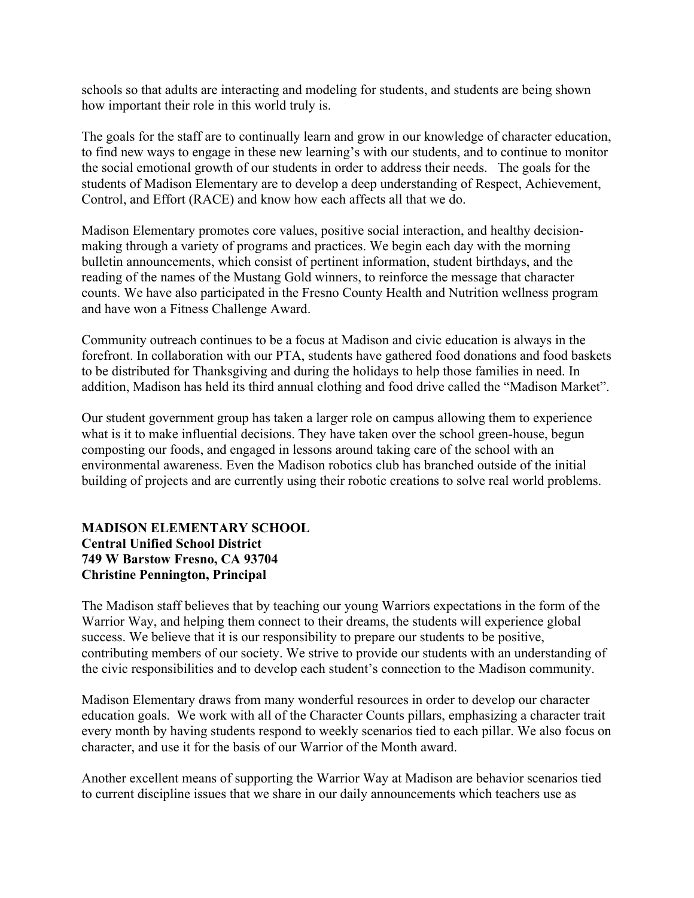schools so that adults are interacting and modeling for students, and students are being shown how important their role in this world truly is.

The goals for the staff are to continually learn and grow in our knowledge of character education, to find new ways to engage in these new learning's with our students, and to continue to monitor the social emotional growth of our students in order to address their needs. The goals for the students of Madison Elementary are to develop a deep understanding of Respect, Achievement, Control, and Effort (RACE) and know how each affects all that we do.

Madison Elementary promotes core values, positive social interaction, and healthy decision-making through a variety of programs and practices. We begin each day with the morning bulletin announcements, which consist of pertinent information, student birthdays, and the reading of the names of the Mustang Gold winners, to reinforce the message that character counts. We have also participated in the Fresno County Health and Nutrition wellness program and have won a Fitness Challenge Award.

Community outreach continues to be a focus at Madison and civic education is always in the forefront. In collaboration with our PTA, students have gathered food donations and food baskets to be distributed for Thanksgiving and during the holidays to help those families in need. In addition, Madison has held its third annual clothing and food drive called the "Madison Market".

Our student government group has taken a larger role on campus allowing them to experience what is it to make influential decisions. They have taken over the school green-house, begun composting our foods, and engaged in lessons around taking care of the school with an environmental awareness. Even the Madison robotics club has branched outside of the initial building of projects and are currently using their robotic creations to solve real world problems.

**MADISON ELEMENTARY SCHOOL**
**Central Unified School District**
**749 W Barstow Fresno, CA 93704**
**Christine Pennington, Principal**

The Madison staff believes that by teaching our young Warriors expectations in the form of the Warrior Way, and helping them connect to their dreams, the students will experience global success. We believe that it is our responsibility to prepare our students to be positive, contributing members of our society. We strive to provide our students with an understanding of the civic responsibilities and to develop each student's connection to the Madison community.

Madison Elementary draws from many wonderful resources in order to develop our character education goals. We work with all of the Character Counts pillars, emphasizing a character trait every month by having students respond to weekly scenarios tied to each pillar. We also focus on character, and use it for the basis of our Warrior of the Month award.

Another excellent means of supporting the Warrior Way at Madison are behavior scenarios tied to current discipline issues that we share in our daily announcements which teachers use as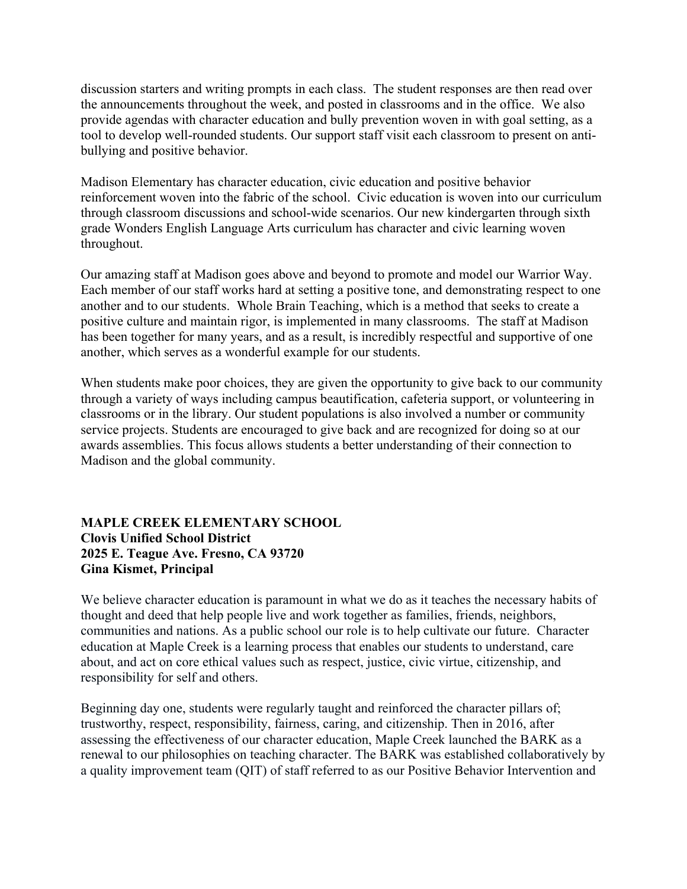discussion starters and writing prompts in each class. The student responses are then read over the announcements throughout the week, and posted in classrooms and in the office. We also provide agendas with character education and bully prevention woven in with goal setting, as a tool to develop well-rounded students. Our support staff visit each classroom to present on anti-bullying and positive behavior.

Madison Elementary has character education, civic education and positive behavior reinforcement woven into the fabric of the school. Civic education is woven into our curriculum through classroom discussions and school-wide scenarios. Our new kindergarten through sixth grade Wonders English Language Arts curriculum has character and civic learning woven throughout.

Our amazing staff at Madison goes above and beyond to promote and model our Warrior Way. Each member of our staff works hard at setting a positive tone, and demonstrating respect to one another and to our students. Whole Brain Teaching, which is a method that seeks to create a positive culture and maintain rigor, is implemented in many classrooms. The staff at Madison has been together for many years, and as a result, is incredibly respectful and supportive of one another, which serves as a wonderful example for our students.

When students make poor choices, they are given the opportunity to give back to our community through a variety of ways including campus beautification, cafeteria support, or volunteering in classrooms or in the library. Our student populations is also involved a number or community service projects. Students are encouraged to give back and are recognized for doing so at our awards assemblies. This focus allows students a better understanding of their connection to Madison and the global community.

**MAPLE CREEK ELEMENTARY SCHOOL**
**Clovis Unified School District**
**2025 E. Teague Ave. Fresno, CA 93720**
**Gina Kismet, Principal**

We believe character education is paramount in what we do as it teaches the necessary habits of thought and deed that help people live and work together as families, friends, neighbors, communities and nations. As a public school our role is to help cultivate our future. Character education at Maple Creek is a learning process that enables our students to understand, care about, and act on core ethical values such as respect, justice, civic virtue, citizenship, and responsibility for self and others.

Beginning day one, students were regularly taught and reinforced the character pillars of; trustworthy, respect, responsibility, fairness, caring, and citizenship. Then in 2016, after assessing the effectiveness of our character education, Maple Creek launched the BARK as a renewal to our philosophies on teaching character. The BARK was established collaboratively by a quality improvement team (QIT) of staff referred to as our Positive Behavior Intervention and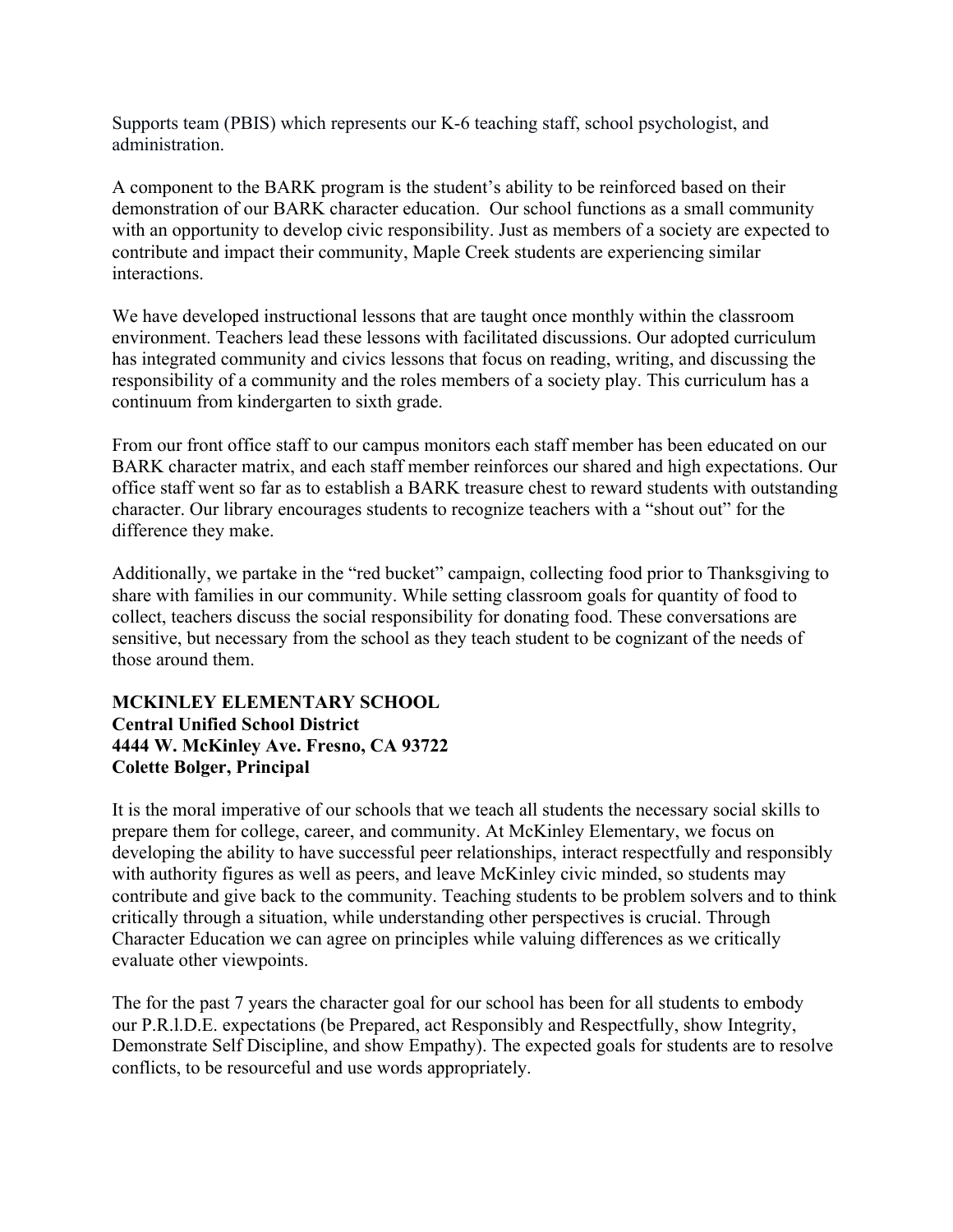Supports team (PBIS) which represents our K-6 teaching staff, school psychologist, and administration.

A component to the BARK program is the student's ability to be reinforced based on their demonstration of our BARK character education. Our school functions as a small community with an opportunity to develop civic responsibility. Just as members of a society are expected to contribute and impact their community, Maple Creek students are experiencing similar interactions.

We have developed instructional lessons that are taught once monthly within the classroom environment. Teachers lead these lessons with facilitated discussions. Our adopted curriculum has integrated community and civics lessons that focus on reading, writing, and discussing the responsibility of a community and the roles members of a society play. This curriculum has a continuum from kindergarten to sixth grade.

From our front office staff to our campus monitors each staff member has been educated on our BARK character matrix, and each staff member reinforces our shared and high expectations. Our office staff went so far as to establish a BARK treasure chest to reward students with outstanding character. Our library encourages students to recognize teachers with a "shout out" for the difference they make.

Additionally, we partake in the "red bucket" campaign, collecting food prior to Thanksgiving to share with families in our community. While setting classroom goals for quantity of food to collect, teachers discuss the social responsibility for donating food. These conversations are sensitive, but necessary from the school as they teach student to be cognizant of the needs of those around them.

**MCKINLEY ELEMENTARY SCHOOL**
**Central Unified School District**
**4444 W. McKinley Ave. Fresno, CA 93722**
**Colette Bolger, Principal**

It is the moral imperative of our schools that we teach all students the necessary social skills to prepare them for college, career, and community. At McKinley Elementary, we focus on developing the ability to have successful peer relationships, interact respectfully and responsibly with authority figures as well as peers, and leave McKinley civic minded, so students may contribute and give back to the community. Teaching students to be problem solvers and to think critically through a situation, while understanding other perspectives is crucial. Through Character Education we can agree on principles while valuing differences as we critically evaluate other viewpoints.

The for the past 7 years the character goal for our school has been for all students to embody our P.R.l.D.E. expectations (be Prepared, act Responsibly and Respectfully, show Integrity, Demonstrate Self Discipline, and show Empathy). The expected goals for students are to resolve conflicts, to be resourceful and use words appropriately.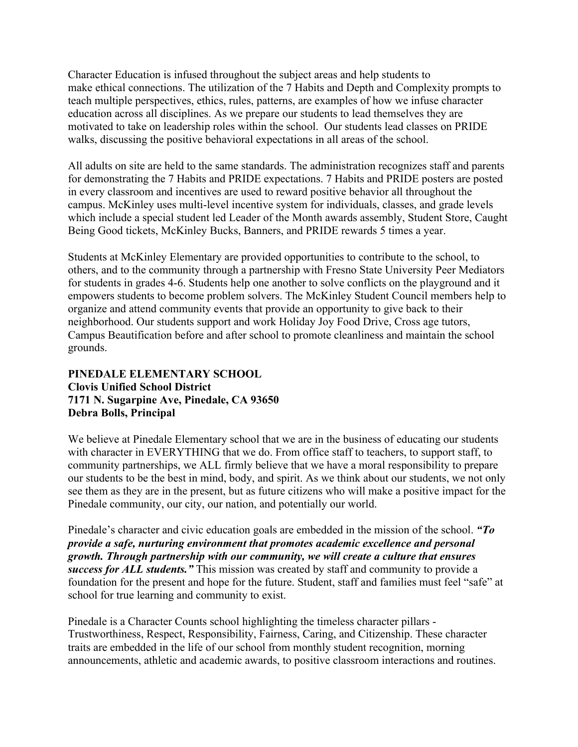Character Education is infused throughout the subject areas and help students to make ethical connections. The utilization of the 7 Habits and Depth and Complexity prompts to teach multiple perspectives, ethics, rules, patterns, are examples of how we infuse character education across all disciplines. As we prepare our students to lead themselves they are motivated to take on leadership roles within the school. Our students lead classes on PRIDE walks, discussing the positive behavioral expectations in all areas of the school.

All adults on site are held to the same standards. The administration recognizes staff and parents for demonstrating the 7 Habits and PRIDE expectations. 7 Habits and PRIDE posters are posted in every classroom and incentives are used to reward positive behavior all throughout the campus. McKinley uses multi-level incentive system for individuals, classes, and grade levels which include a special student led Leader of the Month awards assembly, Student Store, Caught Being Good tickets, McKinley Bucks, Banners, and PRIDE rewards 5 times a year.

Students at McKinley Elementary are provided opportunities to contribute to the school, to others, and to the community through a partnership with Fresno State University Peer Mediators for students in grades 4-6. Students help one another to solve conflicts on the playground and it empowers students to become problem solvers. The McKinley Student Council members help to organize and attend community events that provide an opportunity to give back to their neighborhood. Our students support and work Holiday Joy Food Drive, Cross age tutors, Campus Beautification before and after school to promote cleanliness and maintain the school grounds.

**PINEDALE ELEMENTARY SCHOOL**
**Clovis Unified School District**
**7171 N. Sugarpine Ave, Pinedale, CA 93650**
**Debra Bolls, Principal**

We believe at Pinedale Elementary school that we are in the business of educating our students with character in EVERYTHING that we do. From office staff to teachers, to support staff, to community partnerships, we ALL firmly believe that we have a moral responsibility to prepare our students to be the best in mind, body, and spirit. As we think about our students, we not only see them as they are in the present, but as future citizens who will make a positive impact for the Pinedale community, our city, our nation, and potentially our world.

Pinedale's character and civic education goals are embedded in the mission of the school. ***"To provide a safe, nurturing environment that promotes academic excellence and personal growth. Through partnership with our community, we will create a culture that ensures success for ALL students."*** This mission was created by staff and community to provide a foundation for the present and hope for the future. Student, staff and families must feel "safe" at school for true learning and community to exist.

Pinedale is a Character Counts school highlighting the timeless character pillars - Trustworthiness, Respect, Responsibility, Fairness, Caring, and Citizenship. These character traits are embedded in the life of our school from monthly student recognition, morning announcements, athletic and academic awards, to positive classroom interactions and routines.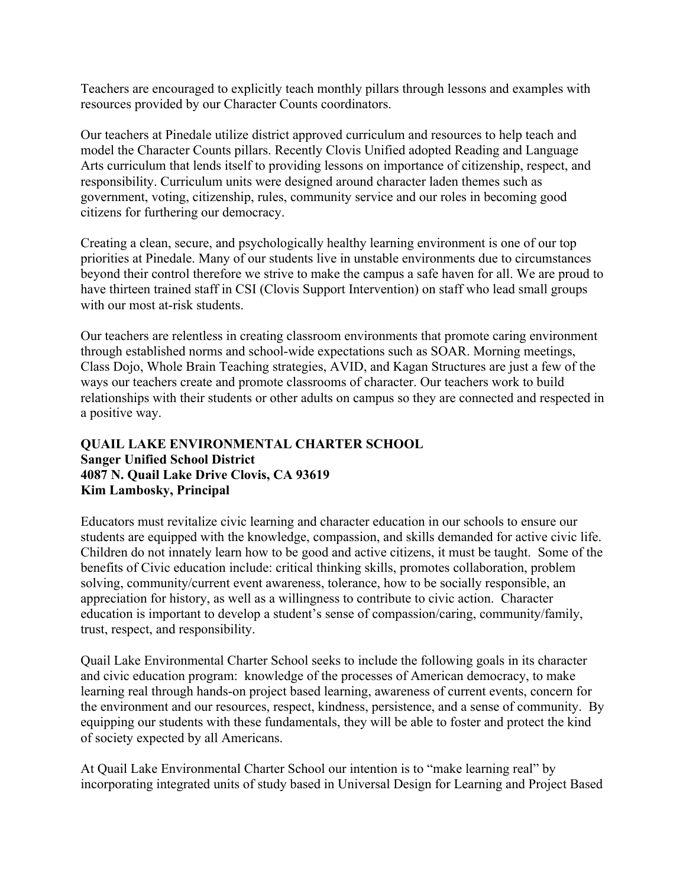Teachers are encouraged to explicitly teach monthly pillars through lessons and examples with resources provided by our Character Counts coordinators.

Our teachers at Pinedale utilize district approved curriculum and resources to help teach and model the Character Counts pillars. Recently Clovis Unified adopted Reading and Language Arts curriculum that lends itself to providing lessons on importance of citizenship, respect, and responsibility. Curriculum units were designed around character laden themes such as government, voting, citizenship, rules, community service and our roles in becoming good citizens for furthering our democracy.

Creating a clean, secure, and psychologically healthy learning environment is one of our top priorities at Pinedale. Many of our students live in unstable environments due to circumstances beyond their control therefore we strive to make the campus a safe haven for all. We are proud to have thirteen trained staff in CSI (Clovis Support Intervention) on staff who lead small groups with our most at-risk students.

Our teachers are relentless in creating classroom environments that promote caring environment through established norms and school-wide expectations such as SOAR. Morning meetings, Class Dojo, Whole Brain Teaching strategies, AVID, and Kagan Structures are just a few of the ways our teachers create and promote classrooms of character. Our teachers work to build relationships with their students or other adults on campus so they are connected and respected in a positive way.

**QUAIL LAKE ENVIRONMENTAL CHARTER SCHOOL**
**Sanger Unified School District**
**4087 N. Quail Lake Drive Clovis, CA 93619**
**Kim Lambosky, Principal**

Educators must revitalize civic learning and character education in our schools to ensure our students are equipped with the knowledge, compassion, and skills demanded for active civic life. Children do not innately learn how to be good and active citizens, it must be taught. Some of the benefits of Civic education include: critical thinking skills, promotes collaboration, problem solving, community/current event awareness, tolerance, how to be socially responsible, an appreciation for history, as well as a willingness to contribute to civic action. Character education is important to develop a student's sense of compassion/caring, community/family, trust, respect, and responsibility.

Quail Lake Environmental Charter School seeks to include the following goals in its character and civic education program: knowledge of the processes of American democracy, to make learning real through hands-on project based learning, awareness of current events, concern for the environment and our resources, respect, kindness, persistence, and a sense of community. By equipping our students with these fundamentals, they will be able to foster and protect the kind of society expected by all Americans.

At Quail Lake Environmental Charter School our intention is to "make learning real" by incorporating integrated units of study based in Universal Design for Learning and Project Based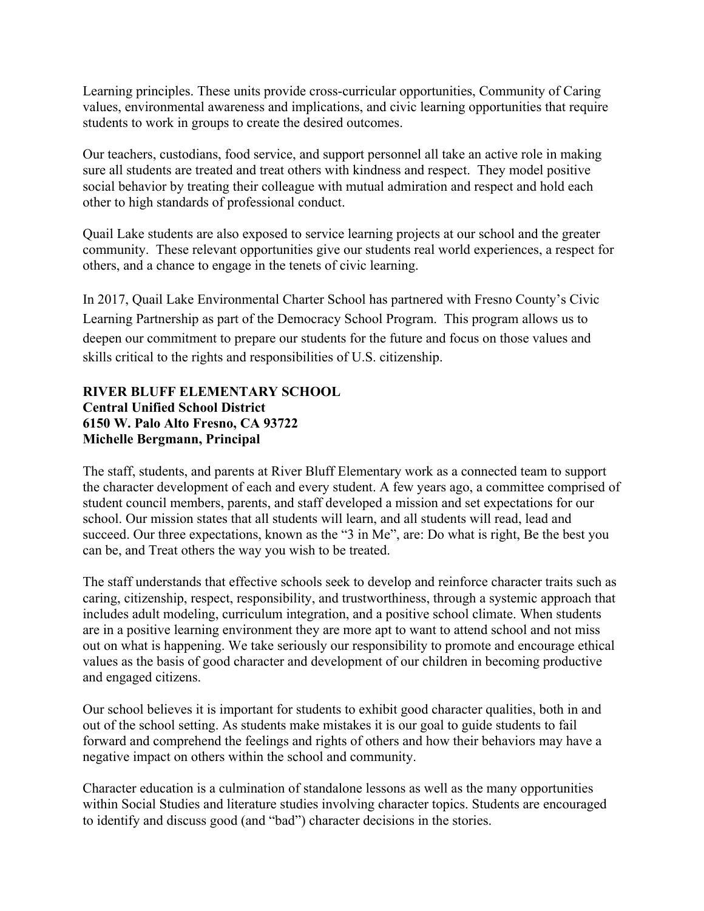Learning principles. These units provide cross-curricular opportunities, Community of Caring values, environmental awareness and implications, and civic learning opportunities that require students to work in groups to create the desired outcomes.

Our teachers, custodians, food service, and support personnel all take an active role in making sure all students are treated and treat others with kindness and respect. They model positive social behavior by treating their colleague with mutual admiration and respect and hold each other to high standards of professional conduct.

Quail Lake students are also exposed to service learning projects at our school and the greater community. These relevant opportunities give our students real world experiences, a respect for others, and a chance to engage in the tenets of civic learning.

In 2017, Quail Lake Environmental Charter School has partnered with Fresno County's Civic Learning Partnership as part of the Democracy School Program. This program allows us to deepen our commitment to prepare our students for the future and focus on those values and skills critical to the rights and responsibilities of U.S. citizenship.

**RIVER BLUFF ELEMENTARY SCHOOL**
**Central Unified School District**
**6150 W. Palo Alto Fresno, CA 93722**
**Michelle Bergmann, Principal**

The staff, students, and parents at River Bluff Elementary work as a connected team to support the character development of each and every student. A few years ago, a committee comprised of student council members, parents, and staff developed a mission and set expectations for our school. Our mission states that all students will learn, and all students will read, lead and succeed. Our three expectations, known as the "3 in Me", are: Do what is right, Be the best you can be, and Treat others the way you wish to be treated.

The staff understands that effective schools seek to develop and reinforce character traits such as caring, citizenship, respect, responsibility, and trustworthiness, through a systemic approach that includes adult modeling, curriculum integration, and a positive school climate. When students are in a positive learning environment they are more apt to want to attend school and not miss out on what is happening. We take seriously our responsibility to promote and encourage ethical values as the basis of good character and development of our children in becoming productive and engaged citizens.

Our school believes it is important for students to exhibit good character qualities, both in and out of the school setting. As students make mistakes it is our goal to guide students to fail forward and comprehend the feelings and rights of others and how their behaviors may have a negative impact on others within the school and community.

Character education is a culmination of standalone lessons as well as the many opportunities within Social Studies and literature studies involving character topics. Students are encouraged to identify and discuss good (and "bad") character decisions in the stories.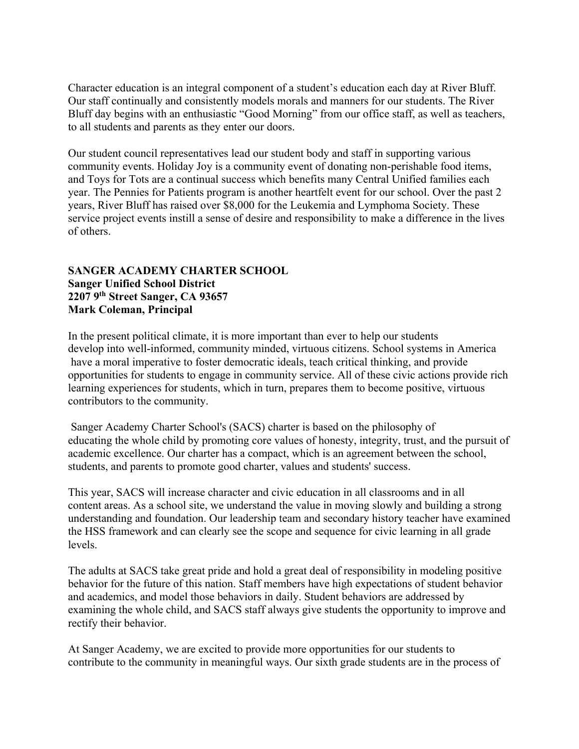Character education is an integral component of a student's education each day at River Bluff. Our staff continually and consistently models morals and manners for our students. The River Bluff day begins with an enthusiastic "Good Morning" from our office staff, as well as teachers, to all students and parents as they enter our doors.

Our student council representatives lead our student body and staff in supporting various community events. Holiday Joy is a community event of donating non-perishable food items, and Toys for Tots are a continual success which benefits many Central Unified families each year. The Pennies for Patients program is another heartfelt event for our school. Over the past 2 years, River Bluff has raised over $8,000 for the Leukemia and Lymphoma Society. These service project events instill a sense of desire and responsibility to make a difference in the lives of others.

**SANGER ACADEMY CHARTER SCHOOL**
**Sanger Unified School District**
**2207 9th Street Sanger, CA 93657**
**Mark Coleman, Principal**

In the present political climate, it is more important than ever to help our students develop into well-informed, community minded, virtuous citizens. School systems in America have a moral imperative to foster democratic ideals, teach critical thinking, and provide opportunities for students to engage in community service. All of these civic actions provide rich learning experiences for students, which in turn, prepares them to become positive, virtuous contributors to the community.

Sanger Academy Charter School's (SACS) charter is based on the philosophy of educating the whole child by promoting core values of honesty, integrity, trust, and the pursuit of academic excellence. Our charter has a compact, which is an agreement between the school, students, and parents to promote good charter, values and students' success.

This year, SACS will increase character and civic education in all classrooms and in all content areas. As a school site, we understand the value in moving slowly and building a strong understanding and foundation. Our leadership team and secondary history teacher have examined the HSS framework and can clearly see the scope and sequence for civic learning in all grade levels.

The adults at SACS take great pride and hold a great deal of responsibility in modeling positive behavior for the future of this nation. Staff members have high expectations of student behavior and academics, and model those behaviors in daily. Student behaviors are addressed by examining the whole child, and SACS staff always give students the opportunity to improve and rectify their behavior.

At Sanger Academy, we are excited to provide more opportunities for our students to contribute to the community in meaningful ways. Our sixth grade students are in the process of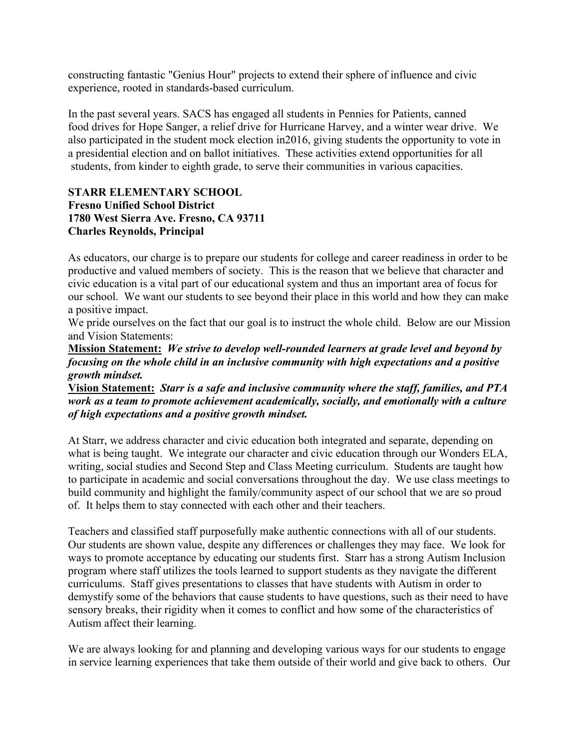constructing fantastic "Genius Hour" projects to extend their sphere of influence and civic experience, rooted in standards-based curriculum.

In the past several years. SACS has engaged all students in Pennies for Patients, canned food drives for Hope Sanger, a relief drive for Hurricane Harvey, and a winter wear drive. We also participated in the student mock election in2016, giving students the opportunity to vote in a presidential election and on ballot initiatives. These activities extend opportunities for all students, from kinder to eighth grade, to serve their communities in various capacities.

**STARR ELEMENTARY SCHOOL**
**Fresno Unified School District**
**1780 West Sierra Ave. Fresno, CA 93711**
**Charles Reynolds, Principal**

As educators, our charge is to prepare our students for college and career readiness in order to be productive and valued members of society. This is the reason that we believe that character and civic education is a vital part of our educational system and thus an important area of focus for our school. We want our students to see beyond their place in this world and how they can make a positive impact.

We pride ourselves on the fact that our goal is to instruct the whole child. Below are our Mission and Vision Statements:

**Mission Statement:** ***We strive to develop well-rounded learners at grade level and beyond by focusing on the whole child in an inclusive community with high expectations and a positive growth mindset.***

**Vision Statement:** ***Starr is a safe and inclusive community where the staff, families, and PTA work as a team to promote achievement academically, socially, and emotionally with a culture of high expectations and a positive growth mindset.***

At Starr, we address character and civic education both integrated and separate, depending on what is being taught. We integrate our character and civic education through our Wonders ELA, writing, social studies and Second Step and Class Meeting curriculum. Students are taught how to participate in academic and social conversations throughout the day. We use class meetings to build community and highlight the family/community aspect of our school that we are so proud of. It helps them to stay connected with each other and their teachers.

Teachers and classified staff purposefully make authentic connections with all of our students. Our students are shown value, despite any differences or challenges they may face. We look for ways to promote acceptance by educating our students first. Starr has a strong Autism Inclusion program where staff utilizes the tools learned to support students as they navigate the different curriculums. Staff gives presentations to classes that have students with Autism in order to demystify some of the behaviors that cause students to have questions, such as their need to have sensory breaks, their rigidity when it comes to conflict and how some of the characteristics of Autism affect their learning.

We are always looking for and planning and developing various ways for our students to engage in service learning experiences that take them outside of their world and give back to others. Our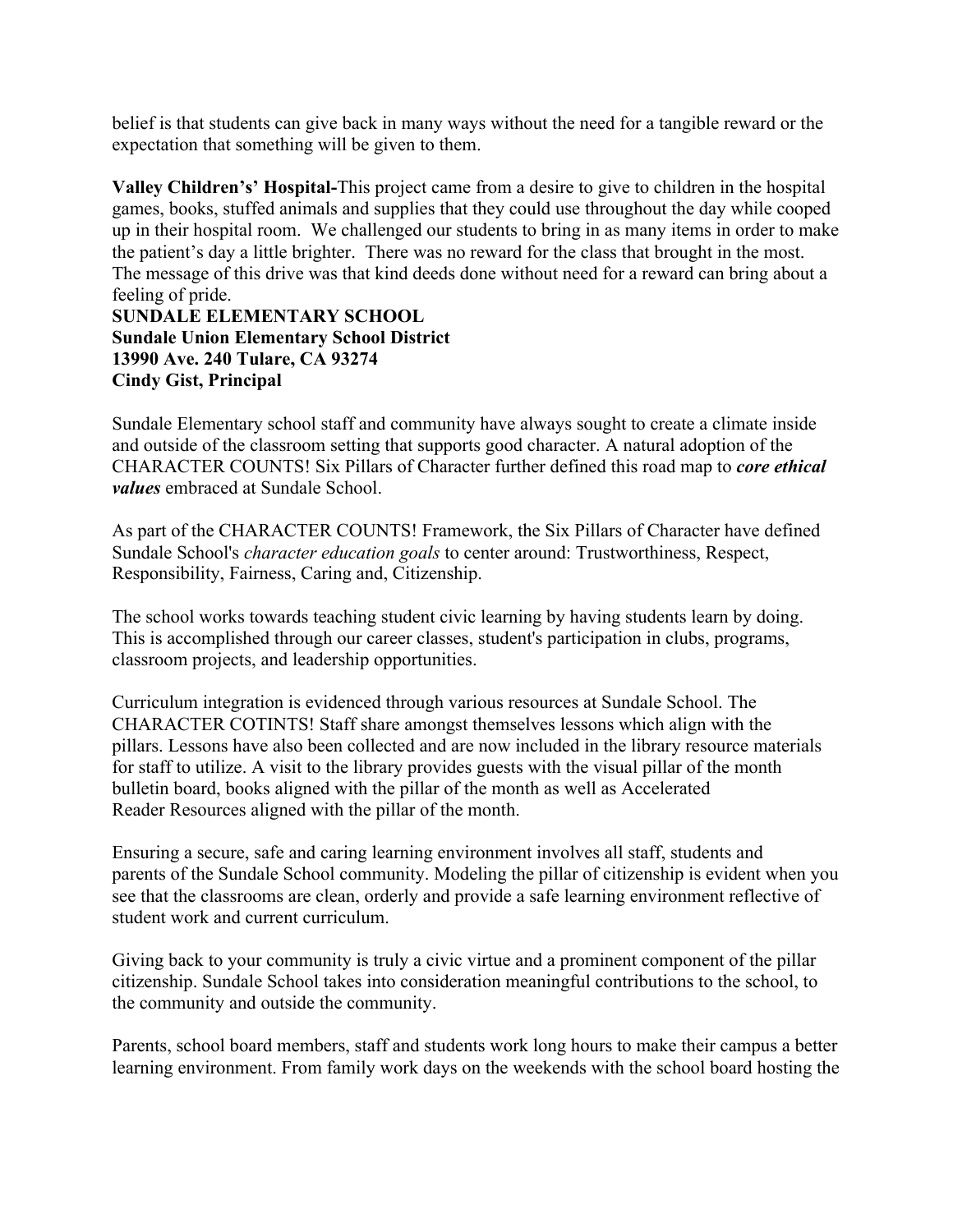belief is that students can give back in many ways without the need for a tangible reward or the expectation that something will be given to them.

**Valley Children's' Hospital-**This project came from a desire to give to children in the hospital games, books, stuffed animals and supplies that they could use throughout the day while cooped up in their hospital room. We challenged our students to bring in as many items in order to make the patient's day a little brighter. There was no reward for the class that brought in the most. The message of this drive was that kind deeds done without need for a reward can bring about a feeling of pride.

**SUNDALE ELEMENTARY SCHOOL**
**Sundale Union Elementary School District**
**13990 Ave. 240 Tulare, CA 93274**
**Cindy Gist, Principal**

Sundale Elementary school staff and community have always sought to create a climate inside and outside of the classroom setting that supports good character. A natural adoption of the CHARACTER COUNTS! Six Pillars of Character further defined this road map to ***core ethical values*** embraced at Sundale School.

As part of the CHARACTER COUNTS! Framework, the Six Pillars of Character have defined Sundale School's *character education goals* to center around: Trustworthiness, Respect, Responsibility, Fairness, Caring and, Citizenship.

The school works towards teaching student civic learning by having students learn by doing. This is accomplished through our career classes, student's participation in clubs, programs, classroom projects, and leadership opportunities.

Curriculum integration is evidenced through various resources at Sundale School. The CHARACTER COTINTS! Staff share amongst themselves lessons which align with the pillars. Lessons have also been collected and are now included in the library resource materials for staff to utilize. A visit to the library provides guests with the visual pillar of the month bulletin board, books aligned with the pillar of the month as well as Accelerated Reader Resources aligned with the pillar of the month.

Ensuring a secure, safe and caring learning environment involves all staff, students and parents of the Sundale School community. Modeling the pillar of citizenship is evident when you see that the classrooms are clean, orderly and provide a safe learning environment reflective of student work and current curriculum.

Giving back to your community is truly a civic virtue and a prominent component of the pillar citizenship. Sundale School takes into consideration meaningful contributions to the school, to the community and outside the community.

Parents, school board members, staff and students work long hours to make their campus a better learning environment. From family work days on the weekends with the school board hosting the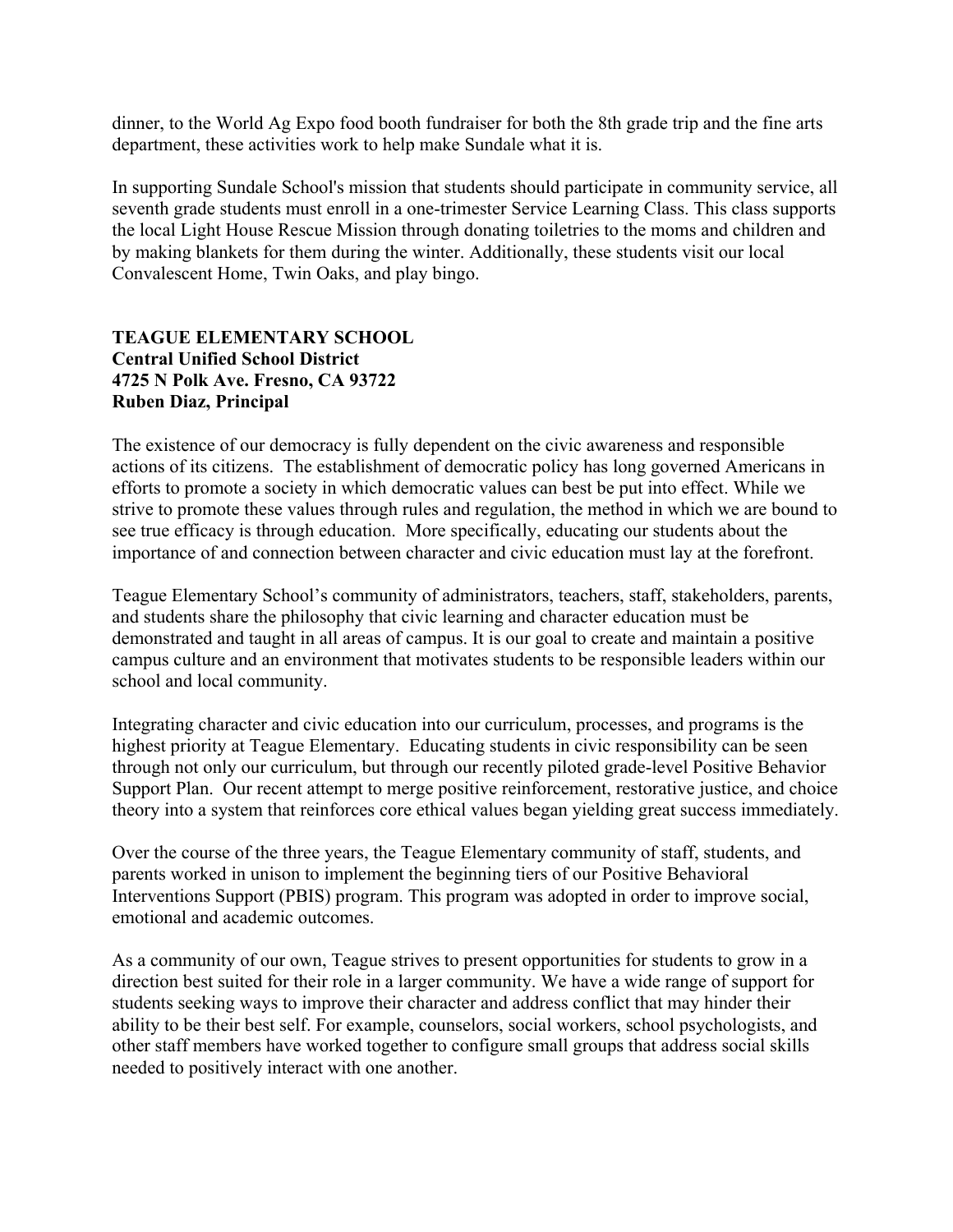dinner, to the World Ag Expo food booth fundraiser for both the 8th grade trip and the fine arts department, these activities work to help make Sundale what it is.

In supporting Sundale School's mission that students should participate in community service, all seventh grade students must enroll in a one-trimester Service Learning Class. This class supports the local Light House Rescue Mission through donating toiletries to the moms and children and by making blankets for them during the winter. Additionally, these students visit our local Convalescent Home, Twin Oaks, and play bingo.

**TEAGUE ELEMENTARY SCHOOL**
**Central Unified School District**
**4725 N Polk Ave. Fresno, CA 93722**
**Ruben Diaz, Principal**

The existence of our democracy is fully dependent on the civic awareness and responsible actions of its citizens. The establishment of democratic policy has long governed Americans in efforts to promote a society in which democratic values can best be put into effect. While we strive to promote these values through rules and regulation, the method in which we are bound to see true efficacy is through education. More specifically, educating our students about the importance of and connection between character and civic education must lay at the forefront.

Teague Elementary School's community of administrators, teachers, staff, stakeholders, parents, and students share the philosophy that civic learning and character education must be demonstrated and taught in all areas of campus. It is our goal to create and maintain a positive campus culture and an environment that motivates students to be responsible leaders within our school and local community.

Integrating character and civic education into our curriculum, processes, and programs is the highest priority at Teague Elementary. Educating students in civic responsibility can be seen through not only our curriculum, but through our recently piloted grade-level Positive Behavior Support Plan. Our recent attempt to merge positive reinforcement, restorative justice, and choice theory into a system that reinforces core ethical values began yielding great success immediately.

Over the course of the three years, the Teague Elementary community of staff, students, and parents worked in unison to implement the beginning tiers of our Positive Behavioral Interventions Support (PBIS) program. This program was adopted in order to improve social, emotional and academic outcomes.

As a community of our own, Teague strives to present opportunities for students to grow in a direction best suited for their role in a larger community. We have a wide range of support for students seeking ways to improve their character and address conflict that may hinder their ability to be their best self. For example, counselors, social workers, school psychologists, and other staff members have worked together to configure small groups that address social skills needed to positively interact with one another.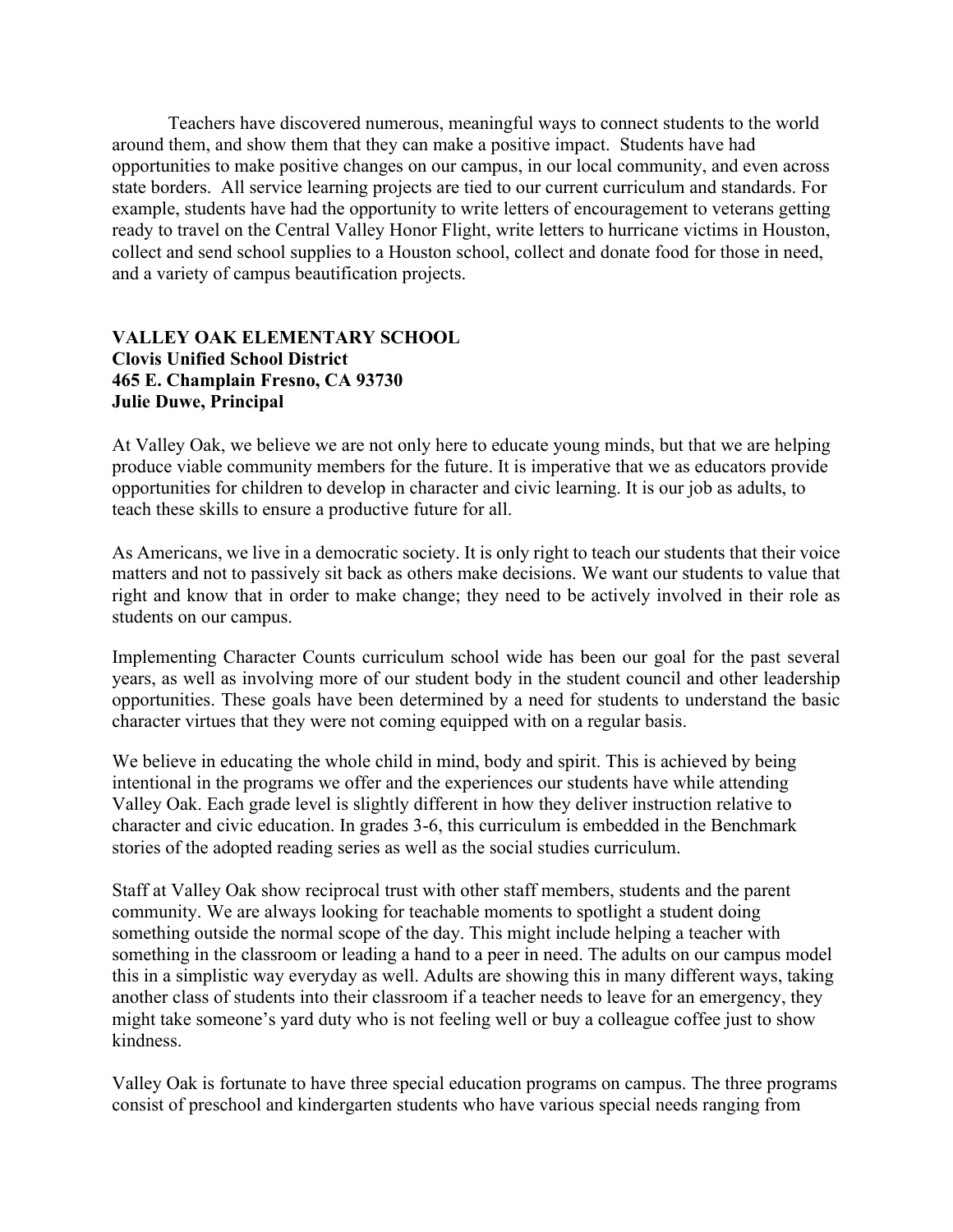Teachers have discovered numerous, meaningful ways to connect students to the world around them, and show them that they can make a positive impact. Students have had opportunities to make positive changes on our campus, in our local community, and even across state borders. All service learning projects are tied to our current curriculum and standards. For example, students have had the opportunity to write letters of encouragement to veterans getting ready to travel on the Central Valley Honor Flight, write letters to hurricane victims in Houston, collect and send school supplies to a Houston school, collect and donate food for those in need, and a variety of campus beautification projects.

**VALLEY OAK ELEMENTARY SCHOOL**
**Clovis Unified School District**
**465 E. Champlain Fresno, CA 93730**
**Julie Duwe, Principal**

At Valley Oak, we believe we are not only here to educate young minds, but that we are helping produce viable community members for the future. It is imperative that we as educators provide opportunities for children to develop in character and civic learning. It is our job as adults, to teach these skills to ensure a productive future for all.

As Americans, we live in a democratic society. It is only right to teach our students that their voice matters and not to passively sit back as others make decisions. We want our students to value that right and know that in order to make change; they need to be actively involved in their role as students on our campus.

Implementing Character Counts curriculum school wide has been our goal for the past several years, as well as involving more of our student body in the student council and other leadership opportunities. These goals have been determined by a need for students to understand the basic character virtues that they were not coming equipped with on a regular basis.

We believe in educating the whole child in mind, body and spirit. This is achieved by being intentional in the programs we offer and the experiences our students have while attending Valley Oak. Each grade level is slightly different in how they deliver instruction relative to character and civic education. In grades 3-6, this curriculum is embedded in the Benchmark stories of the adopted reading series as well as the social studies curriculum.

Staff at Valley Oak show reciprocal trust with other staff members, students and the parent community. We are always looking for teachable moments to spotlight a student doing something outside the normal scope of the day. This might include helping a teacher with something in the classroom or leading a hand to a peer in need. The adults on our campus model this in a simplistic way everyday as well. Adults are showing this in many different ways, taking another class of students into their classroom if a teacher needs to leave for an emergency, they might take someone's yard duty who is not feeling well or buy a colleague coffee just to show kindness.

Valley Oak is fortunate to have three special education programs on campus. The three programs consist of preschool and kindergarten students who have various special needs ranging from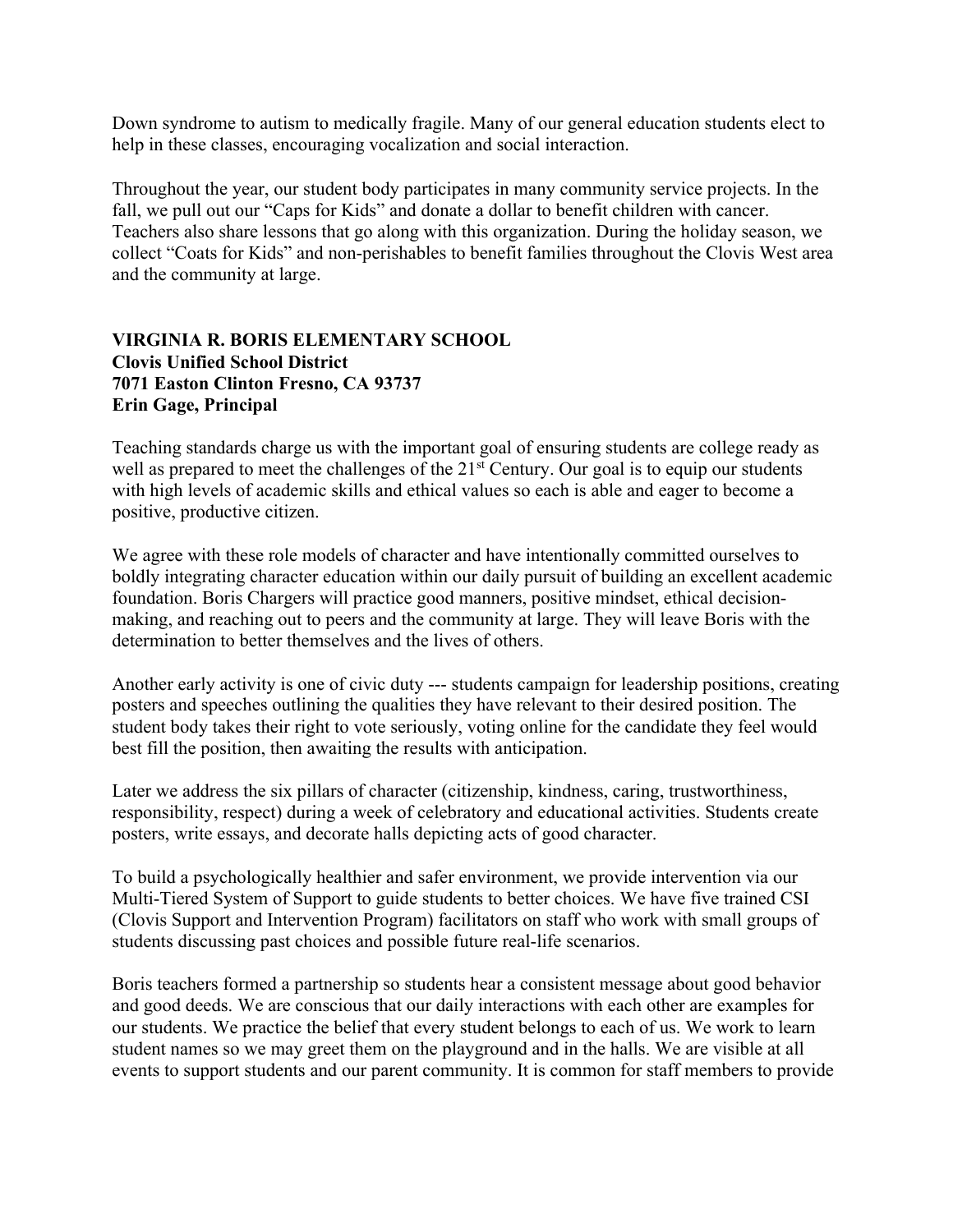Down syndrome to autism to medically fragile. Many of our general education students elect to help in these classes, encouraging vocalization and social interaction.

Throughout the year, our student body participates in many community service projects. In the fall, we pull out our "Caps for Kids" and donate a dollar to benefit children with cancer. Teachers also share lessons that go along with this organization. During the holiday season, we collect "Coats for Kids" and non-perishables to benefit families throughout the Clovis West area and the community at large.

**VIRGINIA R. BORIS ELEMENTARY SCHOOL**
**Clovis Unified School District**
**7071 Easton Clinton Fresno, CA 93737**
**Erin Gage, Principal**

Teaching standards charge us with the important goal of ensuring students are college ready as well as prepared to meet the challenges of the 21st Century. Our goal is to equip our students with high levels of academic skills and ethical values so each is able and eager to become a positive, productive citizen.

We agree with these role models of character and have intentionally committed ourselves to boldly integrating character education within our daily pursuit of building an excellent academic foundation. Boris Chargers will practice good manners, positive mindset, ethical decision-making, and reaching out to peers and the community at large. They will leave Boris with the determination to better themselves and the lives of others.

Another early activity is one of civic duty --- students campaign for leadership positions, creating posters and speeches outlining the qualities they have relevant to their desired position. The student body takes their right to vote seriously, voting online for the candidate they feel would best fill the position, then awaiting the results with anticipation.

Later we address the six pillars of character (citizenship, kindness, caring, trustworthiness, responsibility, respect) during a week of celebratory and educational activities. Students create posters, write essays, and decorate halls depicting acts of good character.

To build a psychologically healthier and safer environment, we provide intervention via our Multi-Tiered System of Support to guide students to better choices. We have five trained CSI (Clovis Support and Intervention Program) facilitators on staff who work with small groups of students discussing past choices and possible future real-life scenarios.

Boris teachers formed a partnership so students hear a consistent message about good behavior and good deeds. We are conscious that our daily interactions with each other are examples for our students. We practice the belief that every student belongs to each of us. We work to learn student names so we may greet them on the playground and in the halls. We are visible at all events to support students and our parent community. It is common for staff members to provide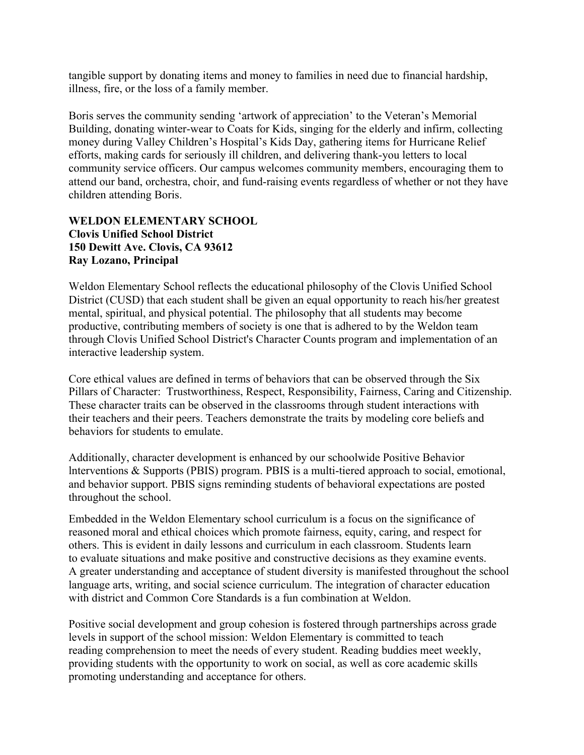tangible support by donating items and money to families in need due to financial hardship, illness, fire, or the loss of a family member.

Boris serves the community sending 'artwork of appreciation' to the Veteran's Memorial Building, donating winter-wear to Coats for Kids, singing for the elderly and infirm, collecting money during Valley Children's Hospital's Kids Day, gathering items for Hurricane Relief efforts, making cards for seriously ill children, and delivering thank-you letters to local community service officers. Our campus welcomes community members, encouraging them to attend our band, orchestra, choir, and fund-raising events regardless of whether or not they have children attending Boris.

**WELDON ELEMENTARY SCHOOL**
**Clovis Unified School District**
**150 Dewitt Ave. Clovis, CA 93612**
**Ray Lozano, Principal**

Weldon Elementary School reflects the educational philosophy of the Clovis Unified School District (CUSD) that each student shall be given an equal opportunity to reach his/her greatest mental, spiritual, and physical potential. The philosophy that all students may become productive, contributing members of society is one that is adhered to by the Weldon team through Clovis Unified School District's Character Counts program and implementation of an interactive leadership system.

Core ethical values are defined in terms of behaviors that can be observed through the Six Pillars of Character: Trustworthiness, Respect, Responsibility, Fairness, Caring and Citizenship. These character traits can be observed in the classrooms through student interactions with their teachers and their peers. Teachers demonstrate the traits by modeling core beliefs and behaviors for students to emulate.

Additionally, character development is enhanced by our schoolwide Positive Behavior lnterventions & Supports (PBIS) program. PBIS is a multi-tiered approach to social, emotional, and behavior support. PBIS signs reminding students of behavioral expectations are posted throughout the school.

Embedded in the Weldon Elementary school curriculum is a focus on the significance of reasoned moral and ethical choices which promote fairness, equity, caring, and respect for others. This is evident in daily lessons and curriculum in each classroom. Students learn to evaluate situations and make positive and constructive decisions as they examine events. A greater understanding and acceptance of student diversity is manifested throughout the school language arts, writing, and social science curriculum. The integration of character education with district and Common Core Standards is a fun combination at Weldon.

Positive social development and group cohesion is fostered through partnerships across grade levels in support of the school mission: Weldon Elementary is committed to teach reading comprehension to meet the needs of every student. Reading buddies meet weekly, providing students with the opportunity to work on social, as well as core academic skills promoting understanding and acceptance for others.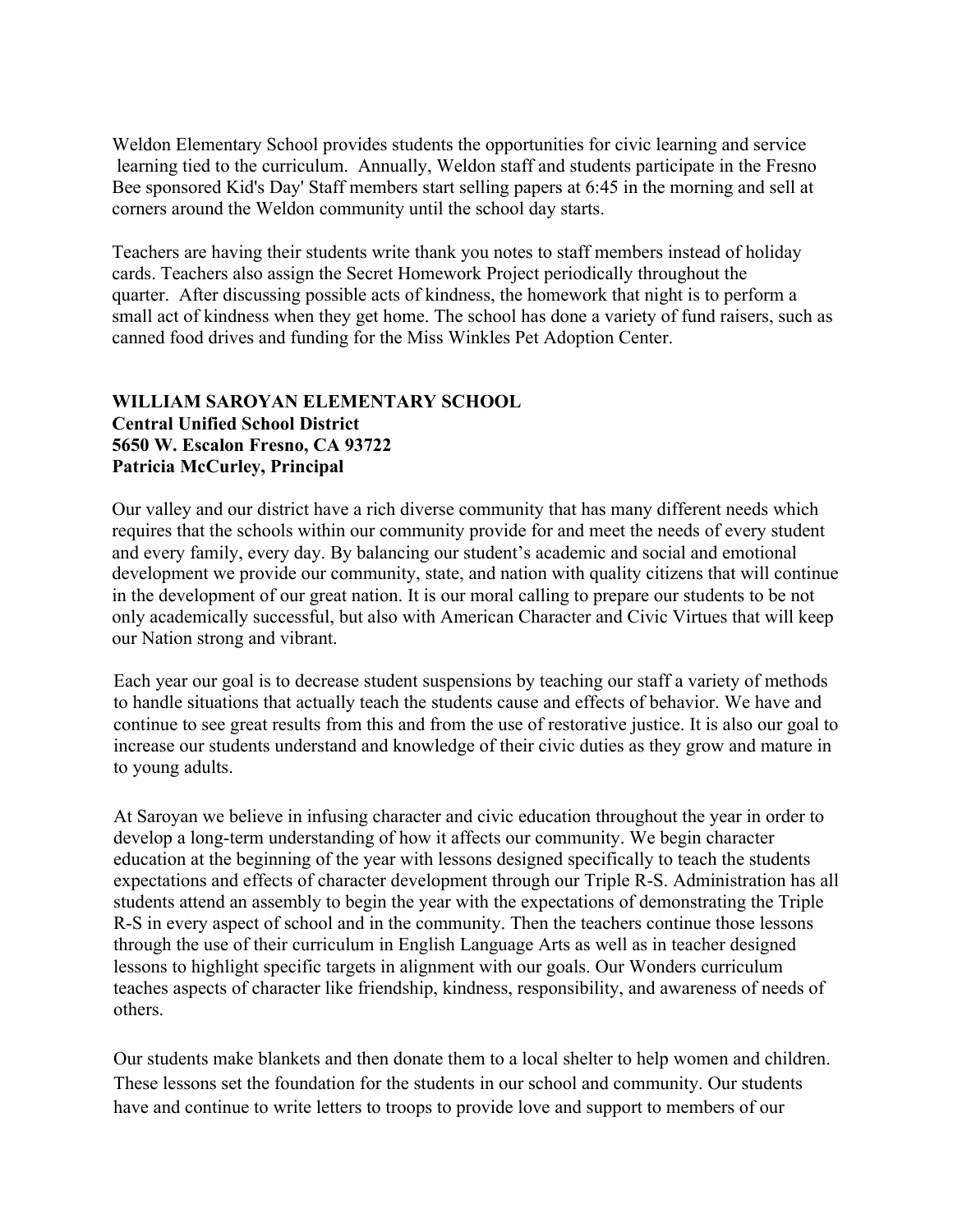Weldon Elementary School provides students the opportunities for civic learning and service learning tied to the curriculum. Annually, Weldon staff and students participate in the Fresno Bee sponsored Kid's Day' Staff members start selling papers at 6:45 in the morning and sell at corners around the Weldon community until the school day starts.

Teachers are having their students write thank you notes to staff members instead of holiday cards. Teachers also assign the Secret Homework Project periodically throughout the quarter. After discussing possible acts of kindness, the homework that night is to perform a small act of kindness when they get home. The school has done a variety of fund raisers, such as canned food drives and funding for the Miss Winkles Pet Adoption Center.

**WILLIAM SAROYAN ELEMENTARY SCHOOL**
**Central Unified School District**
**5650 W. Escalon Fresno, CA 93722**
**Patricia McCurley, Principal**

Our valley and our district have a rich diverse community that has many different needs which requires that the schools within our community provide for and meet the needs of every student and every family, every day. By balancing our student's academic and social and emotional development we provide our community, state, and nation with quality citizens that will continue in the development of our great nation. It is our moral calling to prepare our students to be not only academically successful, but also with American Character and Civic Virtues that will keep our Nation strong and vibrant.

Each year our goal is to decrease student suspensions by teaching our staff a variety of methods to handle situations that actually teach the students cause and effects of behavior. We have and continue to see great results from this and from the use of restorative justice. It is also our goal to increase our students understand and knowledge of their civic duties as they grow and mature in to young adults.

At Saroyan we believe in infusing character and civic education throughout the year in order to develop a long-term understanding of how it affects our community. We begin character education at the beginning of the year with lessons designed specifically to teach the students expectations and effects of character development through our Triple R-S. Administration has all students attend an assembly to begin the year with the expectations of demonstrating the Triple R-S in every aspect of school and in the community. Then the teachers continue those lessons through the use of their curriculum in English Language Arts as well as in teacher designed lessons to highlight specific targets in alignment with our goals. Our Wonders curriculum teaches aspects of character like friendship, kindness, responsibility, and awareness of needs of others.

Our students make blankets and then donate them to a local shelter to help women and children. These lessons set the foundation for the students in our school and community. Our students have and continue to write letters to troops to provide love and support to members of our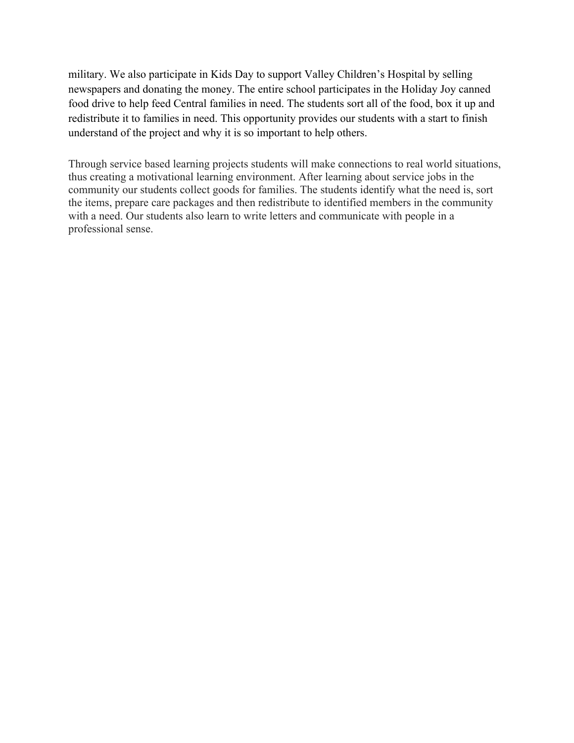military. We also participate in Kids Day to support Valley Children's Hospital by selling newspapers and donating the money. The entire school participates in the Holiday Joy canned food drive to help feed Central families in need. The students sort all of the food, box it up and redistribute it to families in need. This opportunity provides our students with a start to finish understand of the project and why it is so important to help others.

Through service based learning projects students will make connections to real world situations, thus creating a motivational learning environment. After learning about service jobs in the community our students collect goods for families. The students identify what the need is, sort the items, prepare care packages and then redistribute to identified members in the community with a need. Our students also learn to write letters and communicate with people in a professional sense.